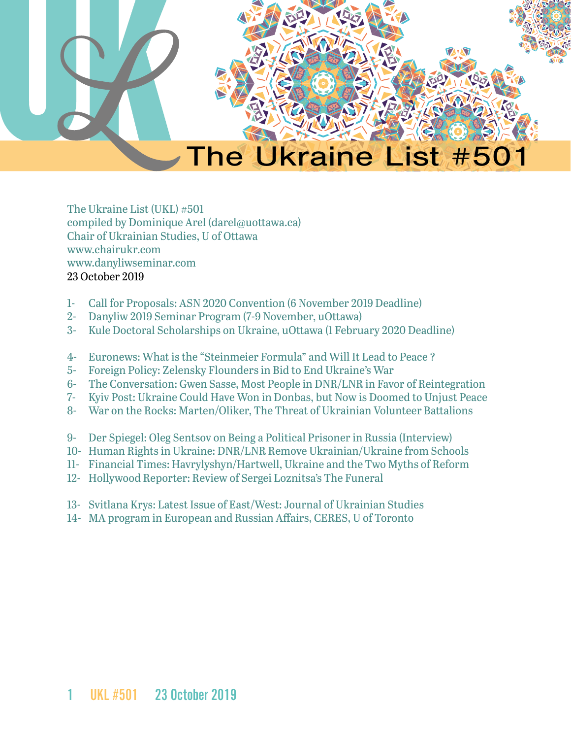# The Ukraine List #501

The Ukraine List (UKL) #501
compiled by Dominique Arel (darel@uottawa.ca)
Chair of Ukrainian Studies, U of Ottawa
www.chairukr.com
www.danyliwseminar.com
23 October 2019

1- Call for Proposals: ASN 2020 Convention (6 November 2019 Deadline)
2- Danyliw 2019 Seminar Program (7-9 November, uOttawa)
3- Kule Doctoral Scholarships on Ukraine, uOttawa (1 February 2020 Deadline)

4- Euronews: What is the "Steinmeier Formula" and Will It Lead to Peace ?
5- Foreign Policy: Zelensky Flounders in Bid to End Ukraine's War
6- The Conversation: Gwen Sasse, Most People in DNR/LNR in Favor of Reintegration
7- Kyiv Post: Ukraine Could Have Won in Donbas, but Now is Doomed to Unjust Peace
8- War on the Rocks: Marten/Oliker, The Threat of Ukrainian Volunteer Battalions

9- Der Spiegel: Oleg Sentsov on Being a Political Prisoner in Russia (Interview)
10- Human Rights in Ukraine: DNR/LNR Remove Ukrainian/Ukraine from Schools
11- Financial Times: Havrylyshyn/Hartwell, Ukraine and the Two Myths of Reform
12- Hollywood Reporter: Review of Sergei Loznitsa's The Funeral

13- Svitlana Krys: Latest Issue of East/West: Journal of Ukrainian Studies
14- MA program in European and Russian Affairs, CERES, U of Toronto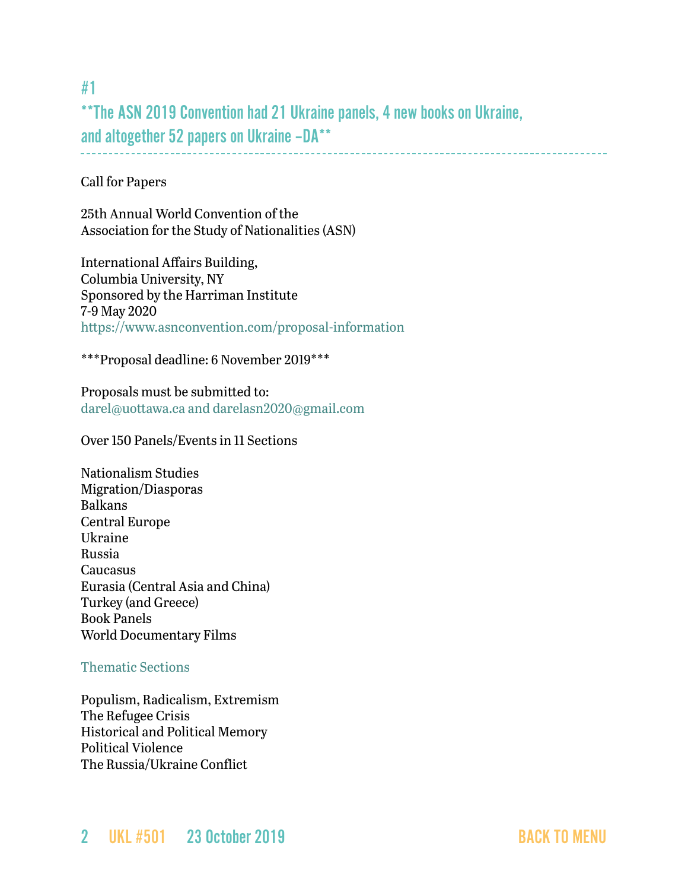## #1

## **The ASN 2019 Convention had 21 Ukraine panels, 4 new books on Ukraine, and altogether 52 papers on Ukraine –DA**

Call for Papers

25th Annual World Convention of the
Association for the Study of Nationalities (ASN)

International Affairs Building,
Columbia University, NY
Sponsored by the Harriman Institute
7-9 May 2020
https://www.asnconvention.com/proposal-information

***Proposal deadline: 6 November 2019***

Proposals must be submitted to:
darel@uottawa.ca and darelasn2020@gmail.com

Over 150 Panels/Events in 11 Sections

Nationalism Studies
Migration/Diasporas
Balkans
Central Europe
Ukraine
Russia
Caucasus
Eurasia (Central Asia and China)
Turkey (and Greece)
Book Panels
World Documentary Films

Thematic Sections

Populism, Radicalism, Extremism
The Refugee Crisis
Historical and Political Memory
Political Violence
The Russia/Ukraine Conflict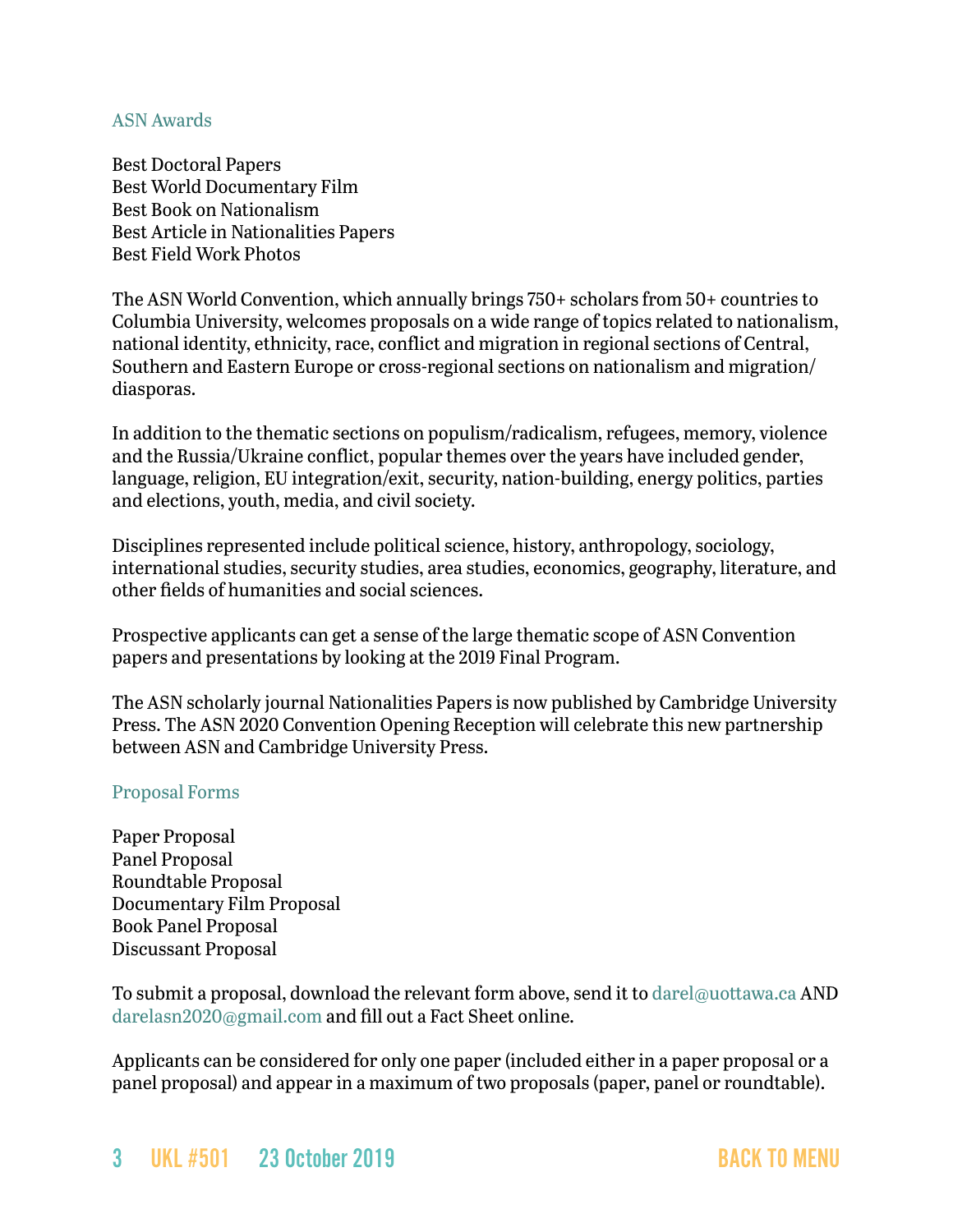### ASN Awards

Best Doctoral Papers
Best World Documentary Film
Best Book on Nationalism
Best Article in Nationalities Papers
Best Field Work Photos

The ASN World Convention, which annually brings 750+ scholars from 50+ countries to Columbia University, welcomes proposals on a wide range of topics related to nationalism, national identity, ethnicity, race, conflict and migration in regional sections of Central, Southern and Eastern Europe or cross-regional sections on nationalism and migration/ diasporas.

In addition to the thematic sections on populism/radicalism, refugees, memory, violence and the Russia/Ukraine conflict, popular themes over the years have included gender, language, religion, EU integration/exit, security, nation-building, energy politics, parties and elections, youth, media, and civil society.

Disciplines represented include political science, history, anthropology, sociology, international studies, security studies, area studies, economics, geography, literature, and other fields of humanities and social sciences.

Prospective applicants can get a sense of the large thematic scope of ASN Convention papers and presentations by looking at the 2019 Final Program.

The ASN scholarly journal Nationalities Papers is now published by Cambridge University Press. The ASN 2020 Convention Opening Reception will celebrate this new partnership between ASN and Cambridge University Press.

### Proposal Forms

Paper Proposal
Panel Proposal
Roundtable Proposal
Documentary Film Proposal
Book Panel Proposal
Discussant Proposal

To submit a proposal, download the relevant form above, send it to darel@uottawa.ca AND darelasn2020@gmail.com and fill out a Fact Sheet online.

Applicants can be considered for only one paper (included either in a paper proposal or a panel proposal) and appear in a maximum of two proposals (paper, panel or roundtable).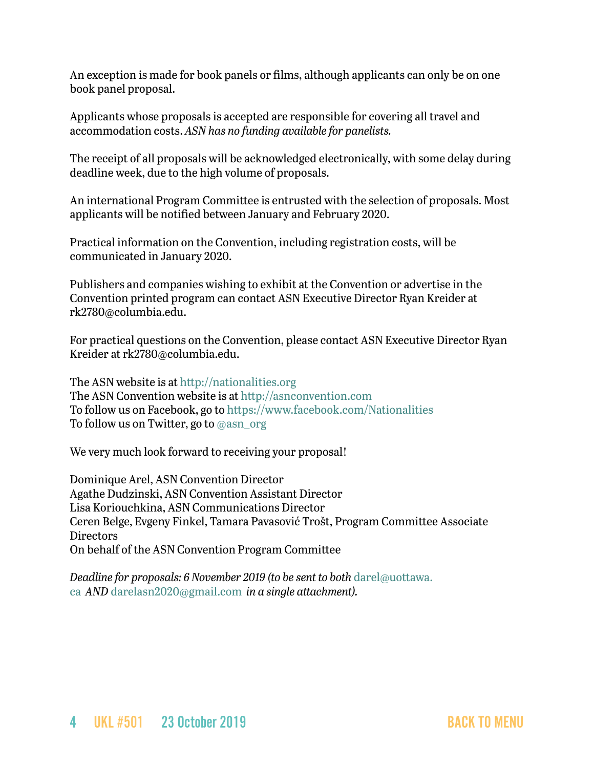An exception is made for book panels or films, although applicants can only be on one book panel proposal.

Applicants whose proposals is accepted are responsible for covering all travel and accommodation costs. *ASN has no funding available for panelists.*

The receipt of all proposals will be acknowledged electronically, with some delay during deadline week, due to the high volume of proposals.

An international Program Committee is entrusted with the selection of proposals. Most applicants will be notified between January and February 2020.

Practical information on the Convention, including registration costs, will be communicated in January 2020.

Publishers and companies wishing to exhibit at the Convention or advertise in the Convention printed program can contact ASN Executive Director Ryan Kreider at rk2780@columbia.edu.

For practical questions on the Convention, please contact ASN Executive Director Ryan Kreider at rk2780@columbia.edu.

The ASN website is at http://nationalities.org
The ASN Convention website is at http://asnconvention.com
To follow us on Facebook, go to https://www.facebook.com/Nationalities
To follow us on Twitter, go to @asn_org

We very much look forward to receiving your proposal!

Dominique Arel, ASN Convention Director
Agathe Dudzinski, ASN Convention Assistant Director
Lisa Koriouchkina, ASN Communications Director
Ceren Belge, Evgeny Finkel, Tamara Pavasović Trošt, Program Committee Associate Directors
On behalf of the ASN Convention Program Committee

*Deadline for proposals: 6 November 2019 (to be sent to both* darel@uottawa.ca *AND* darelasn2020@gmail.com *in a single attachment).*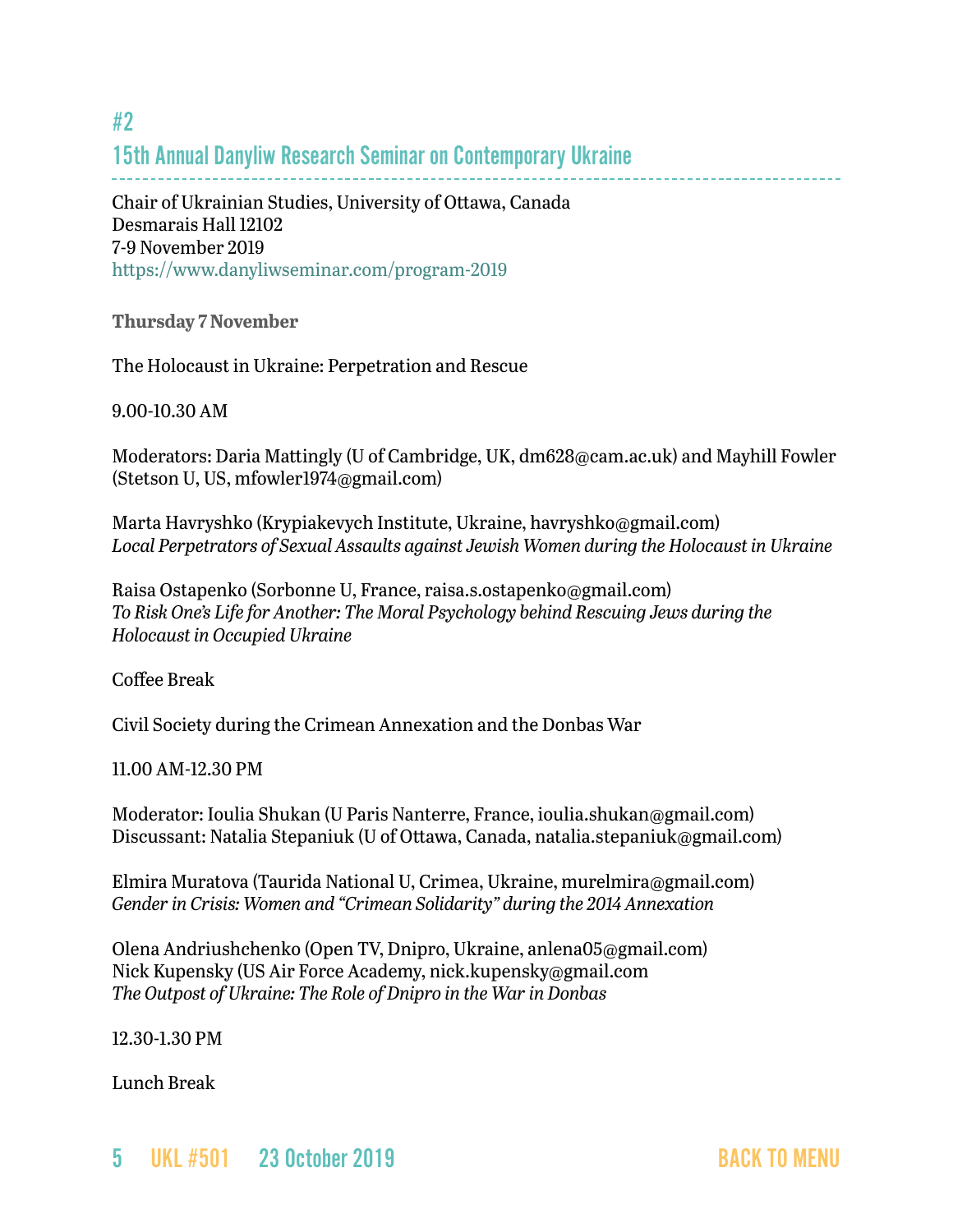## #2

## 15th Annual Danyliw Research Seminar on Contemporary Ukraine

Chair of Ukrainian Studies, University of Ottawa, Canada
Desmarais Hall 12102
7-9 November 2019
https://www.danyliwseminar.com/program-2019

**Thursday 7 November**

The Holocaust in Ukraine: Perpetration and Rescue

9.00-10.30 AM

Moderators: Daria Mattingly (U of Cambridge, UK, dm628@cam.ac.uk) and Mayhill Fowler (Stetson U, US, mfowler1974@gmail.com)

Marta Havryshko (Krypiakevych Institute, Ukraine, havryshko@gmail.com)
*Local Perpetrators of Sexual Assaults against Jewish Women during the Holocaust in Ukraine*

Raisa Ostapenko (Sorbonne U, France, raisa.s.ostapenko@gmail.com)
*To Risk One's Life for Another: The Moral Psychology behind Rescuing Jews during the Holocaust in Occupied Ukraine*

Coffee Break

Civil Society during the Crimean Annexation and the Donbas War

11.00 AM-12.30 PM

Moderator: Ioulia Shukan (U Paris Nanterre, France, ioulia.shukan@gmail.com)
Discussant: Natalia Stepaniuk (U of Ottawa, Canada, natalia.stepaniuk@gmail.com)

Elmira Muratova (Taurida National U, Crimea, Ukraine, murelmira@gmail.com)
*Gender in Crisis: Women and "Crimean Solidarity" during the 2014 Annexation*

Olena Andriushchenko (Open TV, Dnipro, Ukraine, anlena05@gmail.com)
Nick Kupensky (US Air Force Academy, nick.kupensky@gmail.com
*The Outpost of Ukraine: The Role of Dnipro in the War in Donbas*

12.30-1.30 PM

Lunch Break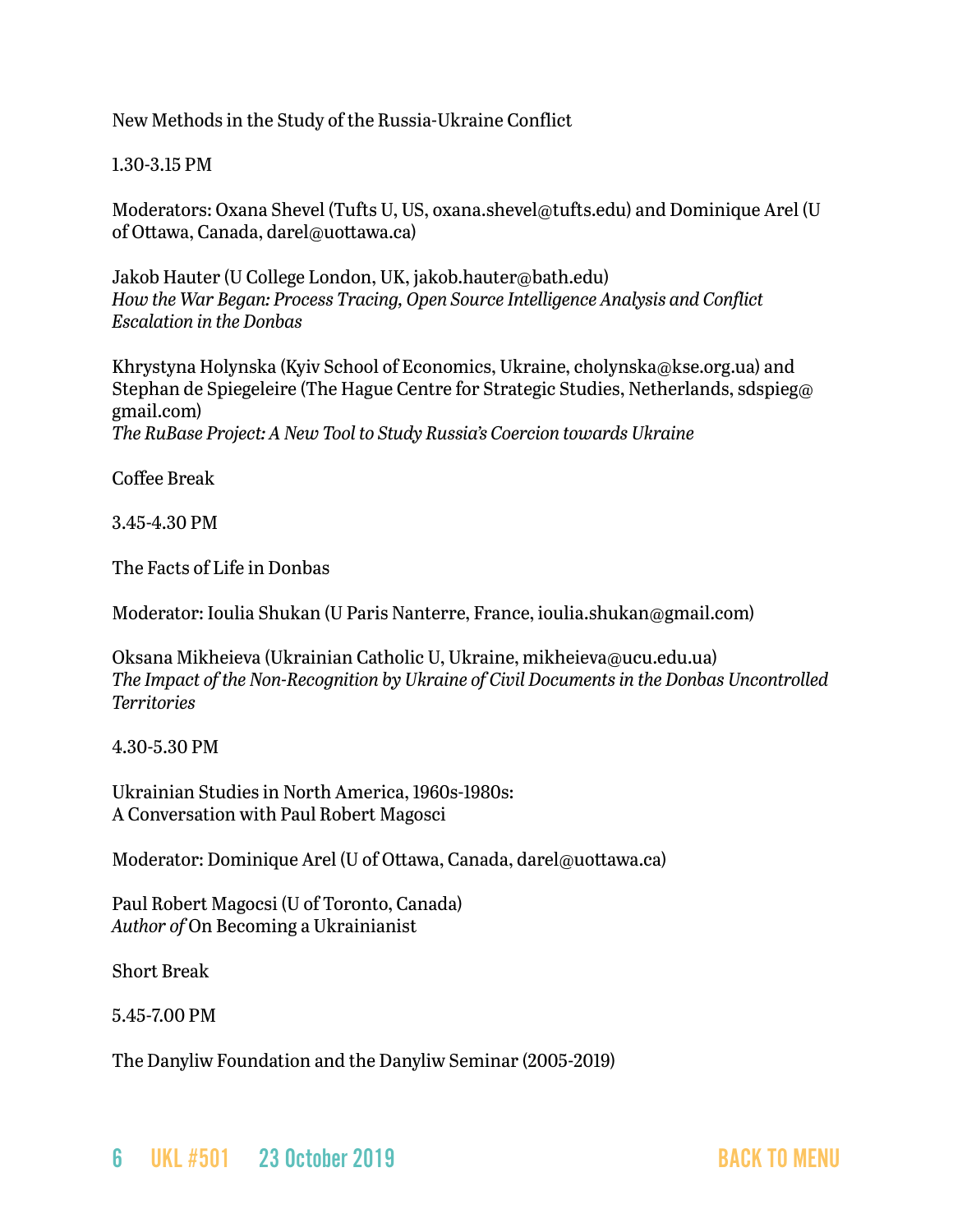New Methods in the Study of the Russia-Ukraine Conflict

1.30-3.15 PM

Moderators: Oxana Shevel (Tufts U, US, oxana.shevel@tufts.edu) and Dominique Arel (U of Ottawa, Canada, darel@uottawa.ca)

Jakob Hauter (U College London, UK, jakob.hauter@bath.edu)
*How the War Began: Process Tracing, Open Source Intelligence Analysis and Conflict Escalation in the Donbas*

Khrystyna Holynska (Kyiv School of Economics, Ukraine, cholynska@kse.org.ua) and Stephan de Spiegeleire (The Hague Centre for Strategic Studies, Netherlands, sdspieg@gmail.com)
*The RuBase Project: A New Tool to Study Russia's Coercion towards Ukraine*

Coffee Break

3.45-4.30 PM

The Facts of Life in Donbas

Moderator: Ioulia Shukan (U Paris Nanterre, France, ioulia.shukan@gmail.com)

Oksana Mikheieva (Ukrainian Catholic U, Ukraine, mikheieva@ucu.edu.ua)
*The Impact of the Non-Recognition by Ukraine of Civil Documents in the Donbas Uncontrolled Territories*

4.30-5.30 PM

Ukrainian Studies in North America, 1960s-1980s:
A Conversation with Paul Robert Magosci

Moderator: Dominique Arel (U of Ottawa, Canada, darel@uottawa.ca)

Paul Robert Magocsi (U of Toronto, Canada)
*Author of* On Becoming a Ukrainianist

Short Break

5.45-7.00 PM

The Danyliw Foundation and the Danyliw Seminar (2005-2019)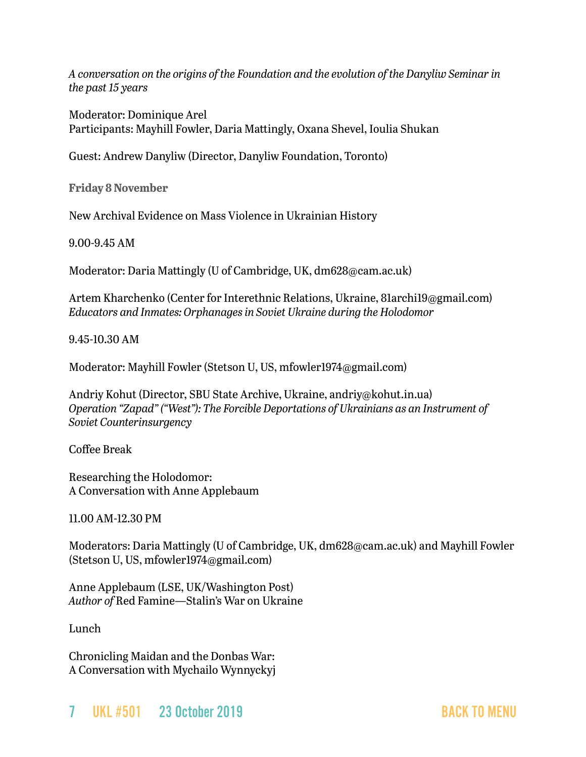*A conversation on the origins of the Foundation and the evolution of the Danyliw Seminar in the past 15 years*

Moderator: Dominique Arel
Participants: Mayhill Fowler, Daria Mattingly, Oxana Shevel, Ioulia Shukan

Guest: Andrew Danyliw (Director, Danyliw Foundation, Toronto)

**Friday 8 November**

New Archival Evidence on Mass Violence in Ukrainian History

9.00-9.45 AM

Moderator: Daria Mattingly (U of Cambridge, UK, dm628@cam.ac.uk)

Artem Kharchenko (Center for Interethnic Relations, Ukraine, 81archi19@gmail.com)
*Educators and Inmates: Orphanages in Soviet Ukraine during the Holodomor*

9.45-10.30 AM

Moderator: Mayhill Fowler (Stetson U, US, mfowler1974@gmail.com)

Andriy Kohut (Director, SBU State Archive, Ukraine, andriy@kohut.in.ua)
*Operation "Zapad" ("West"): The Forcible Deportations of Ukrainians as an Instrument of Soviet Counterinsurgency*

Coffee Break

Researching the Holodomor:
A Conversation with Anne Applebaum

11.00 AM-12.30 PM

Moderators: Daria Mattingly (U of Cambridge, UK, dm628@cam.ac.uk) and Mayhill Fowler (Stetson U, US, mfowler1974@gmail.com)

Anne Applebaum (LSE, UK/Washington Post)
*Author of* Red Famine—Stalin's War on Ukraine

Lunch

Chronicling Maidan and the Donbas War:
A Conversation with Mychailo Wynnyckyj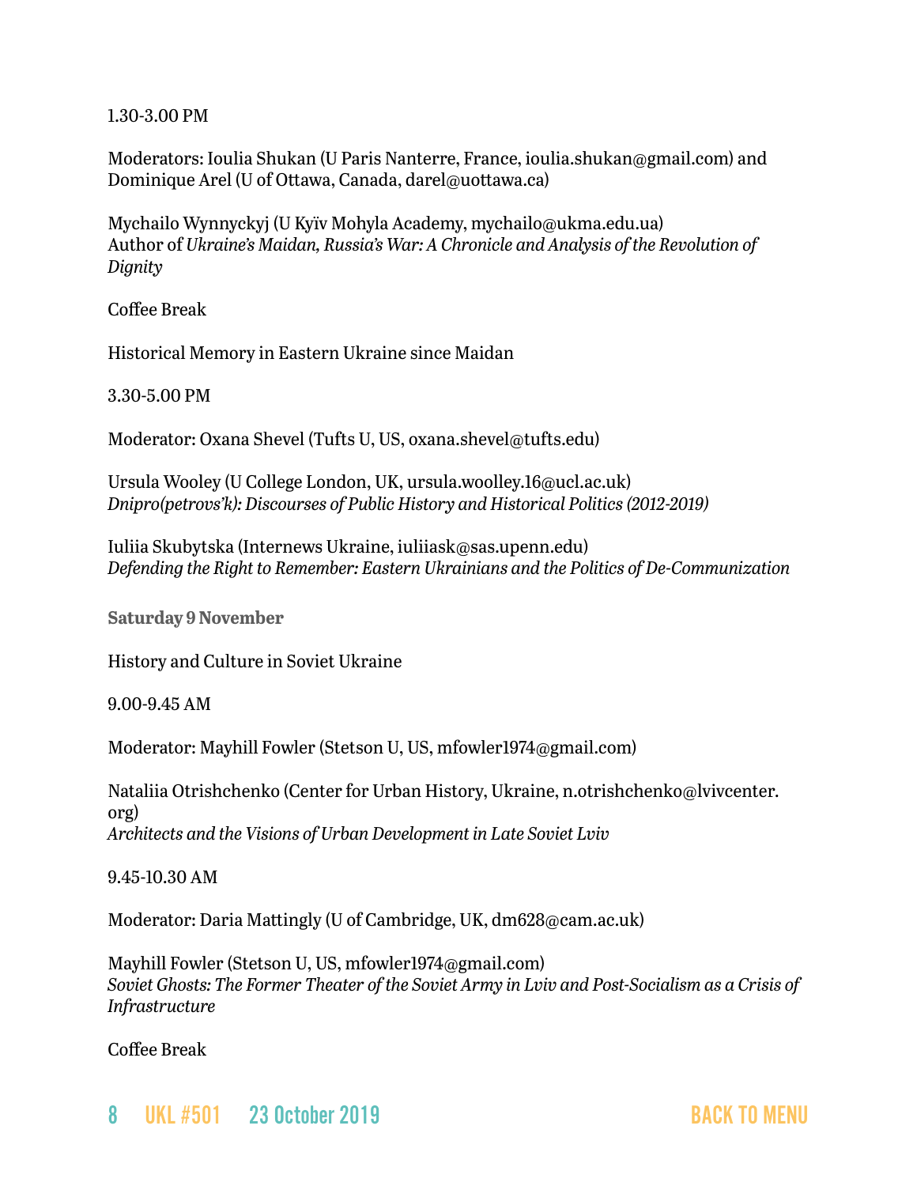1.30-3.00 PM

Moderators: Ioulia Shukan (U Paris Nanterre, France, ioulia.shukan@gmail.com) and Dominique Arel (U of Ottawa, Canada, darel@uottawa.ca)

Mychailo Wynnyckyj (U Kyïv Mohyla Academy, mychailo@ukma.edu.ua)
Author of *Ukraine's Maidan, Russia's War: A Chronicle and Analysis of the Revolution of Dignity*

Coffee Break

Historical Memory in Eastern Ukraine since Maidan

3.30-5.00 PM

Moderator: Oxana Shevel (Tufts U, US, oxana.shevel@tufts.edu)

Ursula Wooley (U College London, UK, ursula.woolley.16@ucl.ac.uk)
*Dnipro(petrovs'k): Discourses of Public History and Historical Politics (2012-2019)*

Iuliia Skubytska (Internews Ukraine, iuliiask@sas.upenn.edu)
*Defending the Right to Remember: Eastern Ukrainians and the Politics of De-Communization*

**Saturday 9 November**

History and Culture in Soviet Ukraine

9.00-9.45 AM

Moderator: Mayhill Fowler (Stetson U, US, mfowler1974@gmail.com)

Nataliia Otrishchenko (Center for Urban History, Ukraine, n.otrishchenko@lvivcenter.org)
*Architects and the Visions of Urban Development in Late Soviet Lviv*

9.45-10.30 AM

Moderator: Daria Mattingly (U of Cambridge, UK, dm628@cam.ac.uk)

Mayhill Fowler (Stetson U, US, mfowler1974@gmail.com)
*Soviet Ghosts: The Former Theater of the Soviet Army in Lviv and Post-Socialism as a Crisis of Infrastructure*

Coffee Break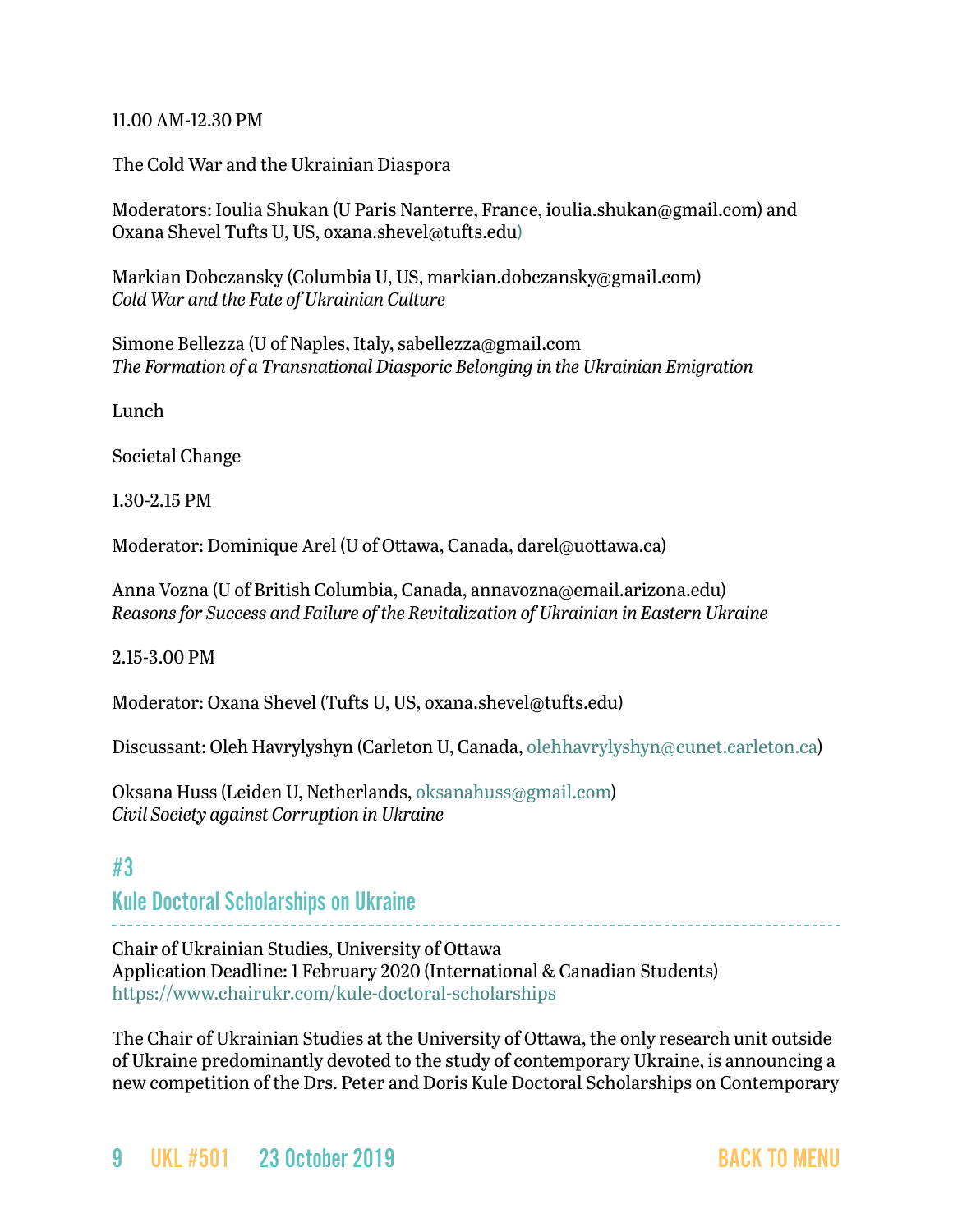11.00 AM-12.30 PM

The Cold War and the Ukrainian Diaspora

Moderators: Ioulia Shukan (U Paris Nanterre, France, ioulia.shukan@gmail.com) and Oxana Shevel Tufts U, US, oxana.shevel@tufts.edu)

Markian Dobczansky (Columbia U, US, markian.dobczansky@gmail.com)
*Cold War and the Fate of Ukrainian Culture*

Simone Bellezza (U of Naples, Italy, sabellezza@gmail.com
*The Formation of a Transnational Diasporic Belonging in the Ukrainian Emigration*

Lunch

Societal Change

1.30-2.15 PM

Moderator: Dominique Arel (U of Ottawa, Canada, darel@uottawa.ca)

Anna Vozna (U of British Columbia, Canada, annavozna@email.arizona.edu)
*Reasons for Success and Failure of the Revitalization of Ukrainian in Eastern Ukraine*

2.15-3.00 PM

Moderator: Oxana Shevel (Tufts U, US, oxana.shevel@tufts.edu)

Discussant: Oleh Havrylyshyn (Carleton U, Canada, olehhavrylyshyn@cunet.carleton.ca)

Oksana Huss (Leiden U, Netherlands, oksanahuss@gmail.com)
*Civil Society against Corruption in Ukraine*

## #3
## Kule Doctoral Scholarships on Ukraine

Chair of Ukrainian Studies, University of Ottawa
Application Deadline: 1 February 2020 (International & Canadian Students)
https://www.chairukr.com/kule-doctoral-scholarships

The Chair of Ukrainian Studies at the University of Ottawa, the only research unit outside of Ukraine predominantly devoted to the study of contemporary Ukraine, is announcing a new competition of the Drs. Peter and Doris Kule Doctoral Scholarships on Contemporary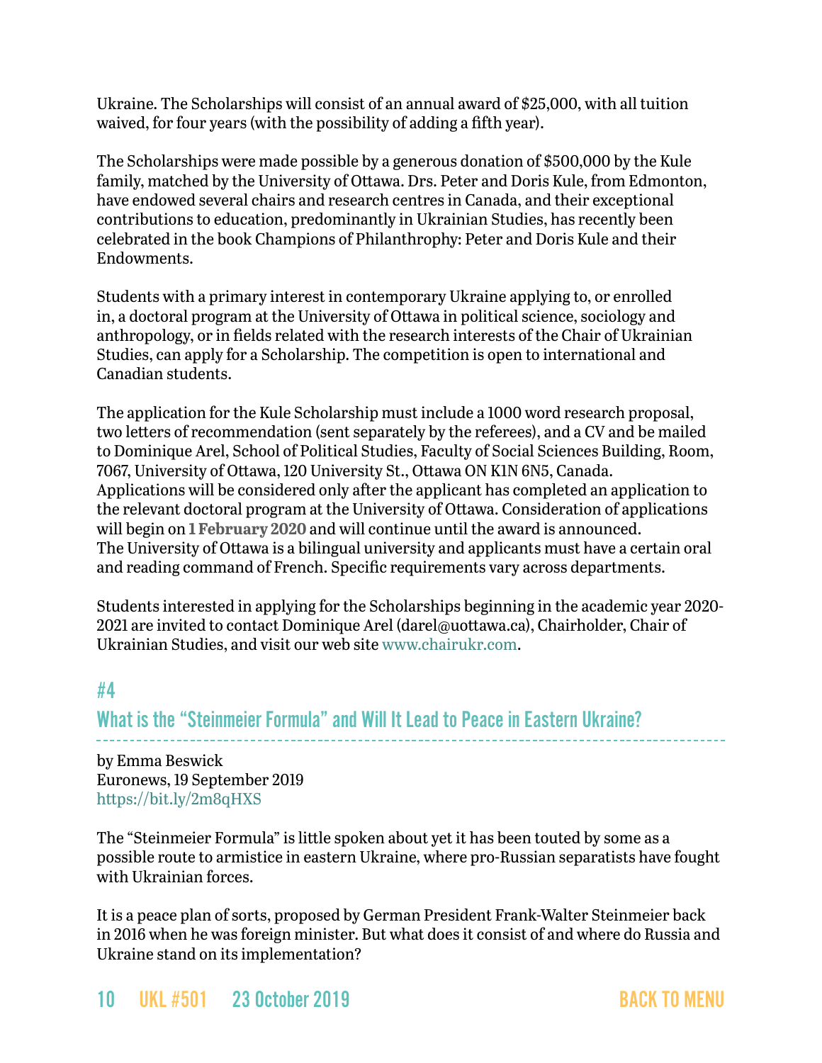Ukraine. The Scholarships will consist of an annual award of $25,000, with all tuition waived, for four years (with the possibility of adding a fifth year).

The Scholarships were made possible by a generous donation of $500,000 by the Kule family, matched by the University of Ottawa. Drs. Peter and Doris Kule, from Edmonton, have endowed several chairs and research centres in Canada, and their exceptional contributions to education, predominantly in Ukrainian Studies, has recently been celebrated in the book Champions of Philanthrophy: Peter and Doris Kule and their Endowments.

Students with a primary interest in contemporary Ukraine applying to, or enrolled in, a doctoral program at the University of Ottawa in political science, sociology and anthropology, or in fields related with the research interests of the Chair of Ukrainian Studies, can apply for a Scholarship. The competition is open to international and Canadian students.

The application for the Kule Scholarship must include a 1000 word research proposal, two letters of recommendation (sent separately by the referees), and a CV and be mailed to Dominique Arel, School of Political Studies, Faculty of Social Sciences Building, Room, 7067, University of Ottawa, 120 University St., Ottawa ON K1N 6N5, Canada. Applications will be considered only after the applicant has completed an application to the relevant doctoral program at the University of Ottawa. Consideration of applications will begin on **1 February 2020** and will continue until the award is announced. The University of Ottawa is a bilingual university and applicants must have a certain oral and reading command of French. Specific requirements vary across departments.

Students interested in applying for the Scholarships beginning in the academic year 2020-2021 are invited to contact Dominique Arel (darel@uottawa.ca), Chairholder, Chair of Ukrainian Studies, and visit our web site www.chairukr.com.

## #4

## What is the "Steinmeier Formula" and Will It Lead to Peace in Eastern Ukraine?

by Emma Beswick
Euronews, 19 September 2019
https://bit.ly/2m8qHXS

The "Steinmeier Formula" is little spoken about yet it has been touted by some as a possible route to armistice in eastern Ukraine, where pro-Russian separatists have fought with Ukrainian forces.

It is a peace plan of sorts, proposed by German President Frank-Walter Steinmeier back in 2016 when he was foreign minister. But what does it consist of and where do Russia and Ukraine stand on its implementation?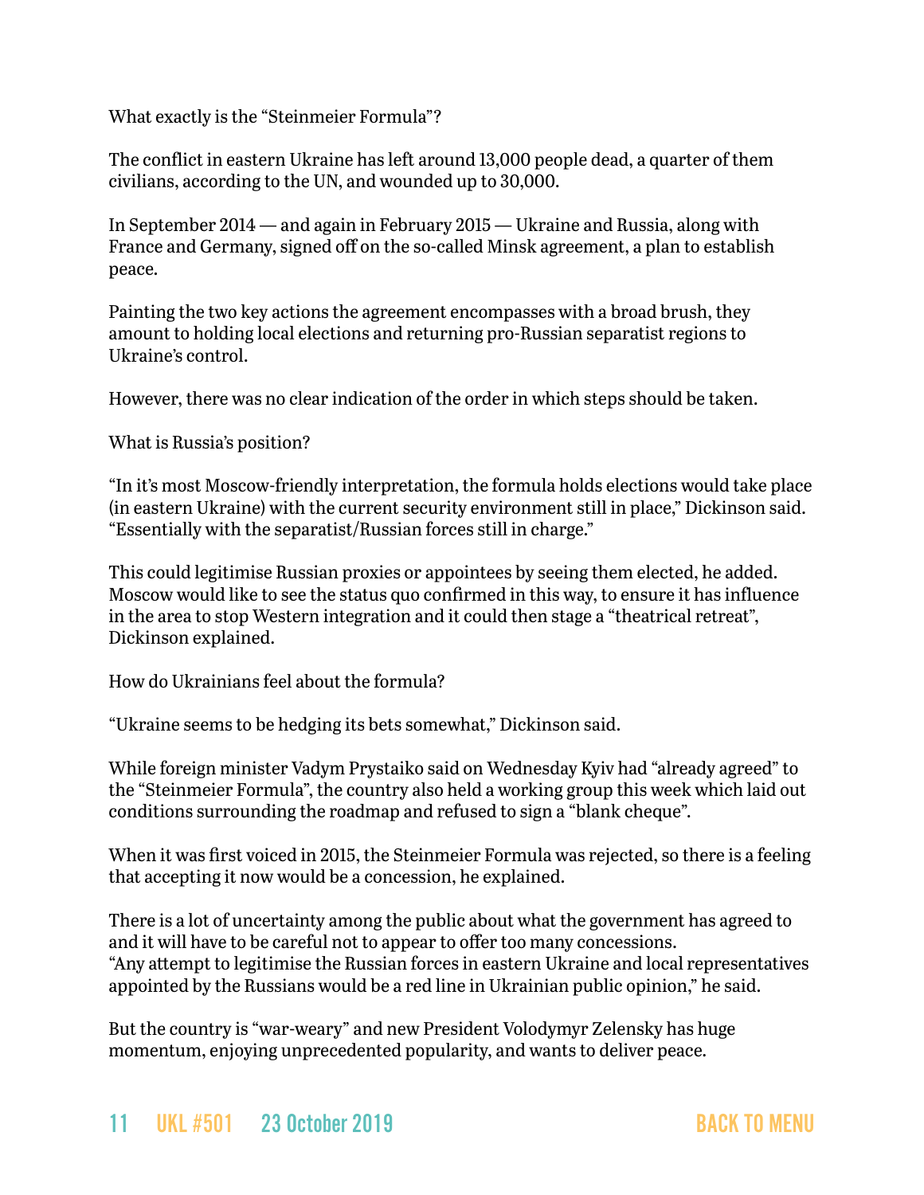What exactly is the “Steinmeier Formula”?

The conflict in eastern Ukraine has left around 13,000 people dead, a quarter of them civilians, according to the UN, and wounded up to 30,000.

In September 2014 — and again in February 2015 — Ukraine and Russia, along with France and Germany, signed off on the so-called Minsk agreement, a plan to establish peace.

Painting the two key actions the agreement encompasses with a broad brush, they amount to holding local elections and returning pro-Russian separatist regions to Ukraine’s control.

However, there was no clear indication of the order in which steps should be taken.

What is Russia’s position?

“In it’s most Moscow-friendly interpretation, the formula holds elections would take place (in eastern Ukraine) with the current security environment still in place,” Dickinson said. “Essentially with the separatist/Russian forces still in charge.”

This could legitimise Russian proxies or appointees by seeing them elected, he added. Moscow would like to see the status quo confirmed in this way, to ensure it has influence in the area to stop Western integration and it could then stage a “theatrical retreat”, Dickinson explained.

How do Ukrainians feel about the formula?

“Ukraine seems to be hedging its bets somewhat,” Dickinson said.

While foreign minister Vadym Prystaiko said on Wednesday Kyiv had “already agreed” to the “Steinmeier Formula”, the country also held a working group this week which laid out conditions surrounding the roadmap and refused to sign a “blank cheque”.

When it was first voiced in 2015, the Steinmeier Formula was rejected, so there is a feeling that accepting it now would be a concession, he explained.

There is a lot of uncertainty among the public about what the government has agreed to and it will have to be careful not to appear to offer too many concessions.
“Any attempt to legitimise the Russian forces in eastern Ukraine and local representatives appointed by the Russians would be a red line in Ukrainian public opinion,” he said.

But the country is “war-weary” and new President Volodymyr Zelensky has huge momentum, enjoying unprecedented popularity, and wants to deliver peace.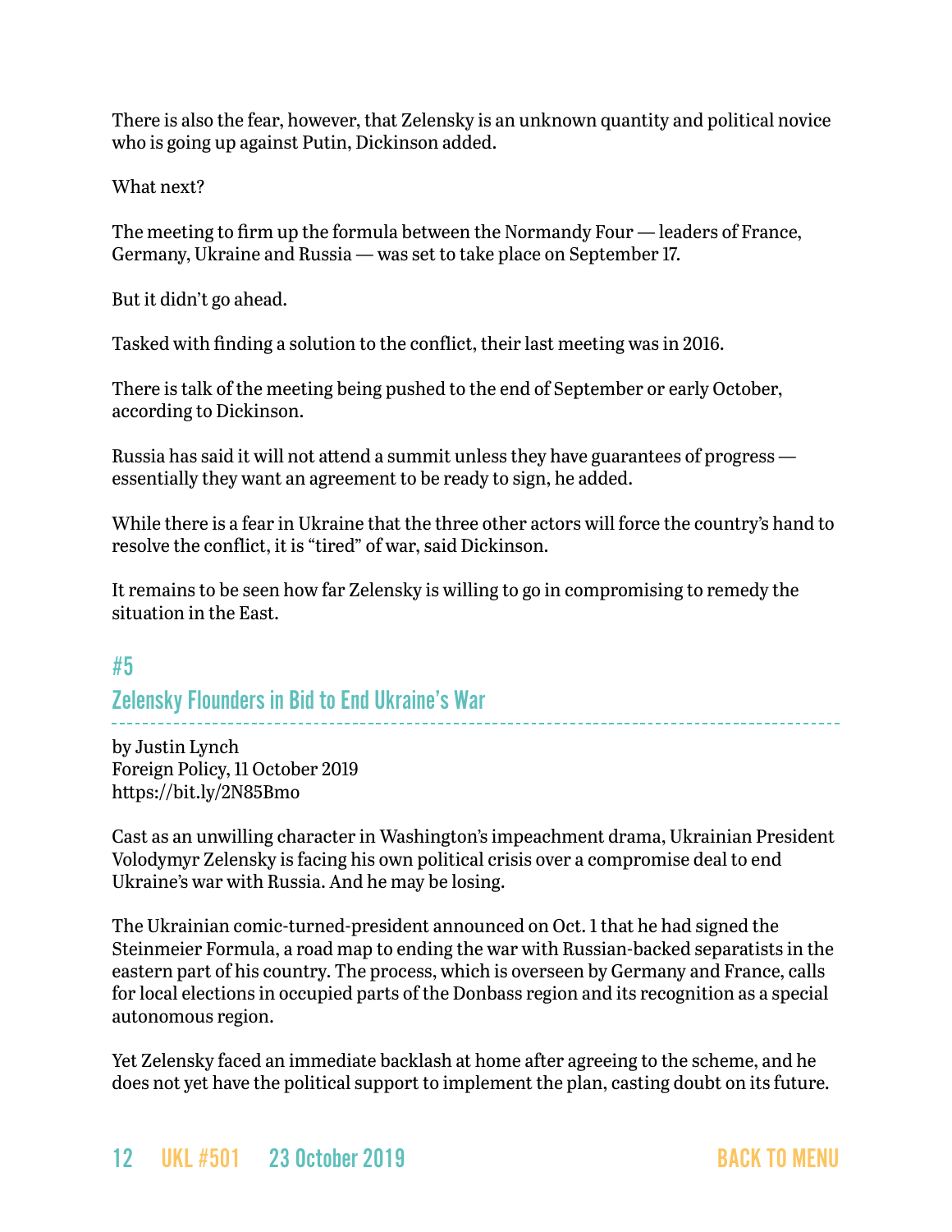There is also the fear, however, that Zelensky is an unknown quantity and political novice who is going up against Putin, Dickinson added.

What next?

The meeting to firm up the formula between the Normandy Four — leaders of France, Germany, Ukraine and Russia — was set to take place on September 17.

But it didn't go ahead.

Tasked with finding a solution to the conflict, their last meeting was in 2016.

There is talk of the meeting being pushed to the end of September or early October, according to Dickinson.

Russia has said it will not attend a summit unless they have guarantees of progress — essentially they want an agreement to be ready to sign, he added.

While there is a fear in Ukraine that the three other actors will force the country's hand to resolve the conflict, it is "tired" of war, said Dickinson.

It remains to be seen how far Zelensky is willing to go in compromising to remedy the situation in the East.

## #5

## Zelensky Flounders in Bid to End Ukraine's War

by Justin Lynch
Foreign Policy, 11 October 2019
https://bit.ly/2N85Bmo

Cast as an unwilling character in Washington's impeachment drama, Ukrainian President Volodymyr Zelensky is facing his own political crisis over a compromise deal to end Ukraine's war with Russia. And he may be losing.

The Ukrainian comic-turned-president announced on Oct. 1 that he had signed the Steinmeier Formula, a road map to ending the war with Russian-backed separatists in the eastern part of his country. The process, which is overseen by Germany and France, calls for local elections in occupied parts of the Donbass region and its recognition as a special autonomous region.

Yet Zelensky faced an immediate backlash at home after agreeing to the scheme, and he does not yet have the political support to implement the plan, casting doubt on its future.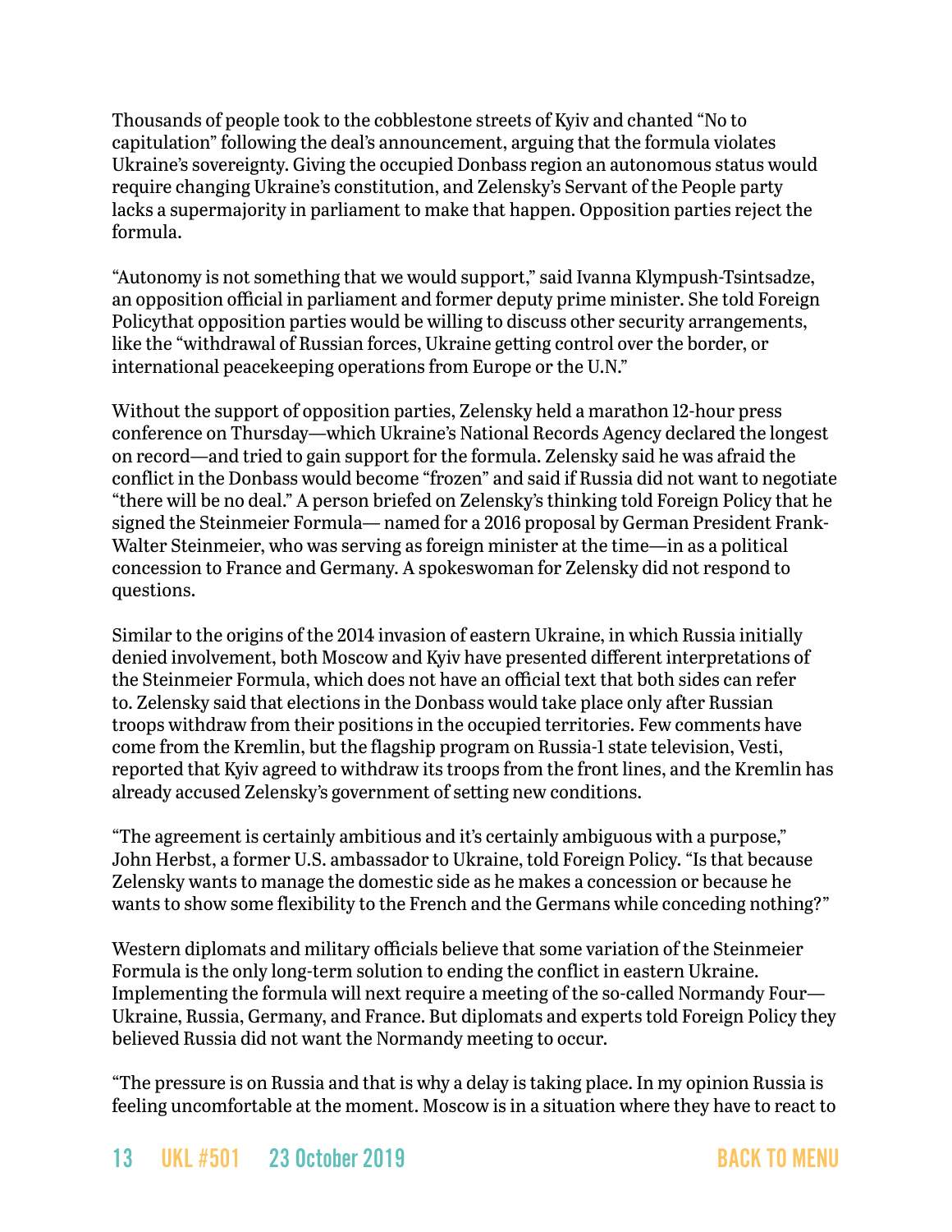Thousands of people took to the cobblestone streets of Kyiv and chanted "No to capitulation" following the deal's announcement, arguing that the formula violates Ukraine's sovereignty. Giving the occupied Donbass region an autonomous status would require changing Ukraine's constitution, and Zelensky's Servant of the People party lacks a supermajority in parliament to make that happen. Opposition parties reject the formula.

"Autonomy is not something that we would support," said Ivanna Klympush-Tsintsadze, an opposition official in parliament and former deputy prime minister. She told Foreign Policythat opposition parties would be willing to discuss other security arrangements, like the "withdrawal of Russian forces, Ukraine getting control over the border, or international peacekeeping operations from Europe or the U.N."

Without the support of opposition parties, Zelensky held a marathon 12-hour press conference on Thursday—which Ukraine's National Records Agency declared the longest on record—and tried to gain support for the formula. Zelensky said he was afraid the conflict in the Donbass would become "frozen" and said if Russia did not want to negotiate "there will be no deal." A person briefed on Zelensky's thinking told Foreign Policy that he signed the Steinmeier Formula— named for a 2016 proposal by German President Frank-Walter Steinmeier, who was serving as foreign minister at the time—in as a political concession to France and Germany. A spokeswoman for Zelensky did not respond to questions.

Similar to the origins of the 2014 invasion of eastern Ukraine, in which Russia initially denied involvement, both Moscow and Kyiv have presented different interpretations of the Steinmeier Formula, which does not have an official text that both sides can refer to. Zelensky said that elections in the Donbass would take place only after Russian troops withdraw from their positions in the occupied territories. Few comments have come from the Kremlin, but the flagship program on Russia-1 state television, Vesti, reported that Kyiv agreed to withdraw its troops from the front lines, and the Kremlin has already accused Zelensky's government of setting new conditions.

"The agreement is certainly ambitious and it's certainly ambiguous with a purpose," John Herbst, a former U.S. ambassador to Ukraine, told Foreign Policy. "Is that because Zelensky wants to manage the domestic side as he makes a concession or because he wants to show some flexibility to the French and the Germans while conceding nothing?"

Western diplomats and military officials believe that some variation of the Steinmeier Formula is the only long-term solution to ending the conflict in eastern Ukraine. Implementing the formula will next require a meeting of the so-called Normandy Four—Ukraine, Russia, Germany, and France. But diplomats and experts told Foreign Policy they believed Russia did not want the Normandy meeting to occur.

"The pressure is on Russia and that is why a delay is taking place. In my opinion Russia is feeling uncomfortable at the moment. Moscow is in a situation where they have to react to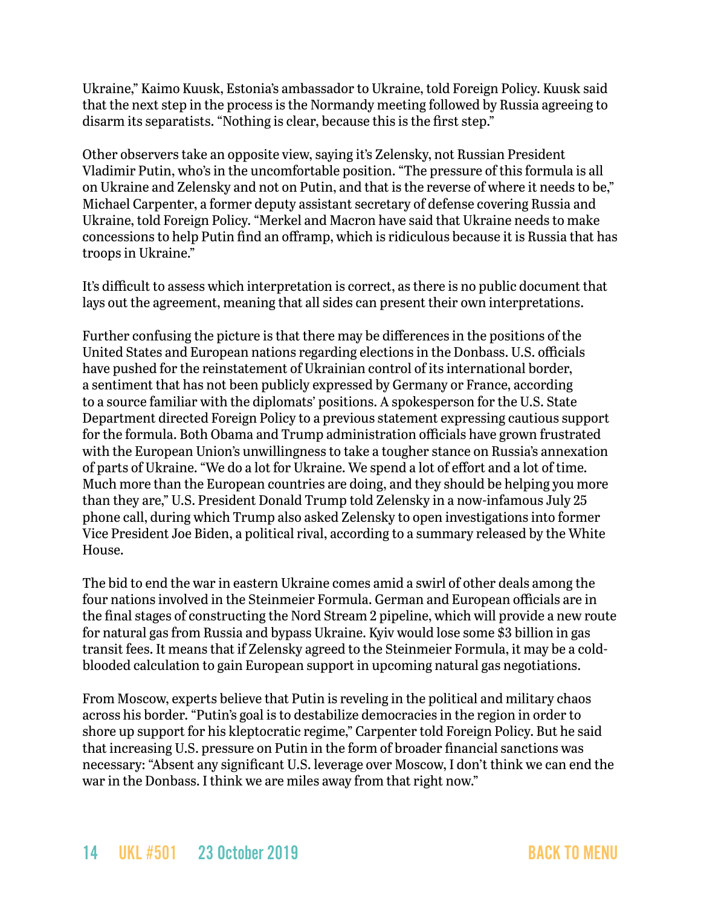Ukraine," Kaimo Kuusk, Estonia's ambassador to Ukraine, told Foreign Policy. Kuusk said that the next step in the process is the Normandy meeting followed by Russia agreeing to disarm its separatists. "Nothing is clear, because this is the first step."

Other observers take an opposite view, saying it's Zelensky, not Russian President Vladimir Putin, who's in the uncomfortable position. "The pressure of this formula is all on Ukraine and Zelensky and not on Putin, and that is the reverse of where it needs to be," Michael Carpenter, a former deputy assistant secretary of defense covering Russia and Ukraine, told Foreign Policy. "Merkel and Macron have said that Ukraine needs to make concessions to help Putin find an offramp, which is ridiculous because it is Russia that has troops in Ukraine."

It's difficult to assess which interpretation is correct, as there is no public document that lays out the agreement, meaning that all sides can present their own interpretations.

Further confusing the picture is that there may be differences in the positions of the United States and European nations regarding elections in the Donbass. U.S. officials have pushed for the reinstatement of Ukrainian control of its international border, a sentiment that has not been publicly expressed by Germany or France, according to a source familiar with the diplomats' positions. A spokesperson for the U.S. State Department directed Foreign Policy to a previous statement expressing cautious support for the formula. Both Obama and Trump administration officials have grown frustrated with the European Union's unwillingness to take a tougher stance on Russia's annexation of parts of Ukraine. "We do a lot for Ukraine. We spend a lot of effort and a lot of time. Much more than the European countries are doing, and they should be helping you more than they are," U.S. President Donald Trump told Zelensky in a now-infamous July 25 phone call, during which Trump also asked Zelensky to open investigations into former Vice President Joe Biden, a political rival, according to a summary released by the White House.

The bid to end the war in eastern Ukraine comes amid a swirl of other deals among the four nations involved in the Steinmeier Formula. German and European officials are in the final stages of constructing the Nord Stream 2 pipeline, which will provide a new route for natural gas from Russia and bypass Ukraine. Kyiv would lose some $3 billion in gas transit fees. It means that if Zelensky agreed to the Steinmeier Formula, it may be a cold-blooded calculation to gain European support in upcoming natural gas negotiations.

From Moscow, experts believe that Putin is reveling in the political and military chaos across his border. "Putin's goal is to destabilize democracies in the region in order to shore up support for his kleptocratic regime," Carpenter told Foreign Policy. But he said that increasing U.S. pressure on Putin in the form of broader financial sanctions was necessary: "Absent any significant U.S. leverage over Moscow, I don't think we can end the war in the Donbass. I think we are miles away from that right now."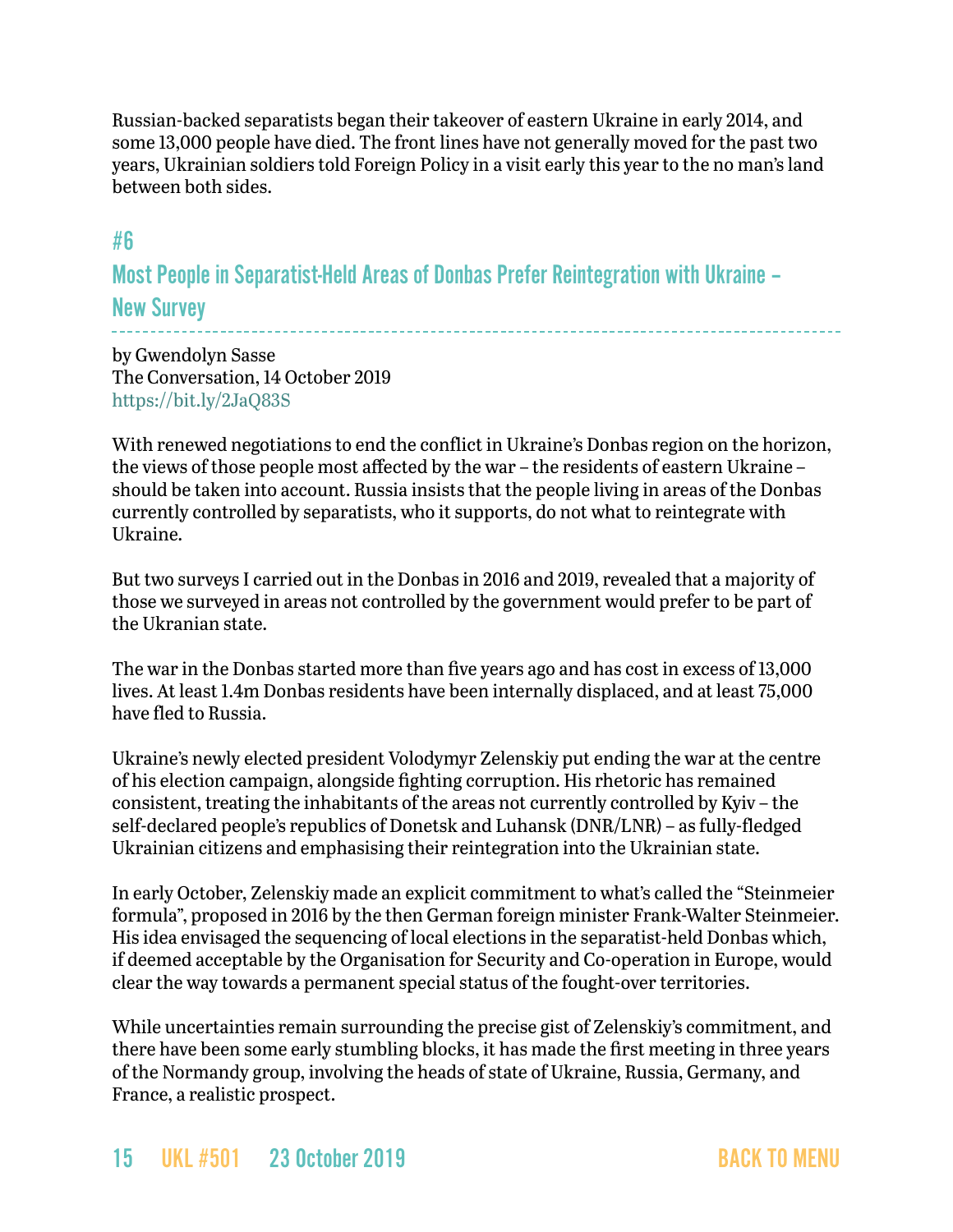Russian-backed separatists began their takeover of eastern Ukraine in early 2014, and some 13,000 people have died. The front lines have not generally moved for the past two years, Ukrainian soldiers told Foreign Policy in a visit early this year to the no man's land between both sides.

## #6

## Most People in Separatist-Held Areas of Donbas Prefer Reintegration with Ukraine – New Survey

by Gwendolyn Sasse
The Conversation, 14 October 2019
https://bit.ly/2JaQ83S

With renewed negotiations to end the conflict in Ukraine's Donbas region on the horizon, the views of those people most affected by the war – the residents of eastern Ukraine – should be taken into account. Russia insists that the people living in areas of the Donbas currently controlled by separatists, who it supports, do not what to reintegrate with Ukraine.

But two surveys I carried out in the Donbas in 2016 and 2019, revealed that a majority of those we surveyed in areas not controlled by the government would prefer to be part of the Ukranian state.

The war in the Donbas started more than five years ago and has cost in excess of 13,000 lives. At least 1.4m Donbas residents have been internally displaced, and at least 75,000 have fled to Russia.

Ukraine's newly elected president Volodymyr Zelenskiy put ending the war at the centre of his election campaign, alongside fighting corruption. His rhetoric has remained consistent, treating the inhabitants of the areas not currently controlled by Kyiv – the self-declared people's republics of Donetsk and Luhansk (DNR/LNR) – as fully-fledged Ukrainian citizens and emphasising their reintegration into the Ukrainian state.

In early October, Zelenskiy made an explicit commitment to what's called the "Steinmeier formula", proposed in 2016 by the then German foreign minister Frank-Walter Steinmeier. His idea envisaged the sequencing of local elections in the separatist-held Donbas which, if deemed acceptable by the Organisation for Security and Co-operation in Europe, would clear the way towards a permanent special status of the fought-over territories.

While uncertainties remain surrounding the precise gist of Zelenskiy's commitment, and there have been some early stumbling blocks, it has made the first meeting in three years of the Normandy group, involving the heads of state of Ukraine, Russia, Germany, and France, a realistic prospect.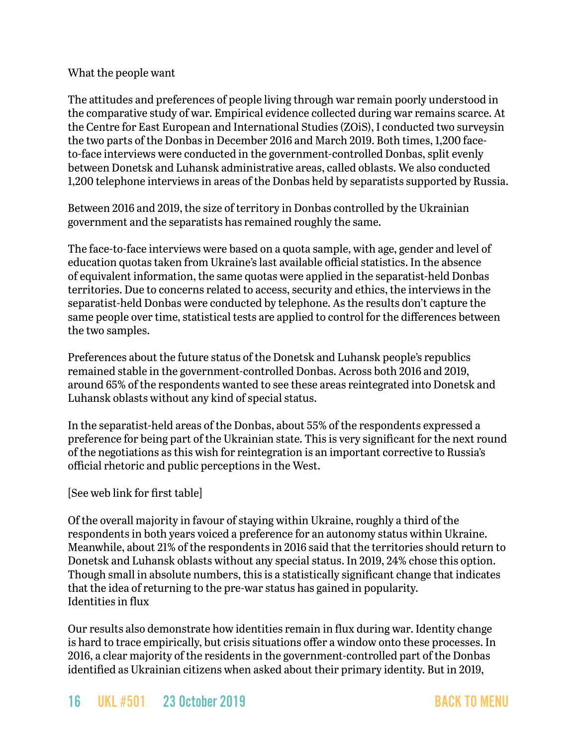## What the people want

The attitudes and preferences of people living through war remain poorly understood in the comparative study of war. Empirical evidence collected during war remains scarce. At the Centre for East European and International Studies (ZOiS), I conducted two surveysin the two parts of the Donbas in December 2016 and March 2019. Both times, 1,200 face-to-face interviews were conducted in the government-controlled Donbas, split evenly between Donetsk and Luhansk administrative areas, called oblasts. We also conducted 1,200 telephone interviews in areas of the Donbas held by separatists supported by Russia.

Between 2016 and 2019, the size of territory in Donbas controlled by the Ukrainian government and the separatists has remained roughly the same.

The face-to-face interviews were based on a quota sample, with age, gender and level of education quotas taken from Ukraine's last available official statistics. In the absence of equivalent information, the same quotas were applied in the separatist-held Donbas territories. Due to concerns related to access, security and ethics, the interviews in the separatist-held Donbas were conducted by telephone. As the results don't capture the same people over time, statistical tests are applied to control for the differences between the two samples.

Preferences about the future status of the Donetsk and Luhansk people's republics remained stable in the government-controlled Donbas. Across both 2016 and 2019, around 65% of the respondents wanted to see these areas reintegrated into Donetsk and Luhansk oblasts without any kind of special status.

In the separatist-held areas of the Donbas, about 55% of the respondents expressed a preference for being part of the Ukrainian state. This is very significant for the next round of the negotiations as this wish for reintegration is an important corrective to Russia's official rhetoric and public perceptions in the West.

[See web link for first table]

Of the overall majority in favour of staying within Ukraine, roughly a third of the respondents in both years voiced a preference for an autonomy status within Ukraine. Meanwhile, about 21% of the respondents in 2016 said that the territories should return to Donetsk and Luhansk oblasts without any special status. In 2019, 24% chose this option. Though small in absolute numbers, this is a statistically significant change that indicates that the idea of returning to the pre-war status has gained in popularity.

## Identities in flux

Our results also demonstrate how identities remain in flux during war. Identity change is hard to trace empirically, but crisis situations offer a window onto these processes. In 2016, a clear majority of the residents in the government-controlled part of the Donbas identified as Ukrainian citizens when asked about their primary identity. But in 2019,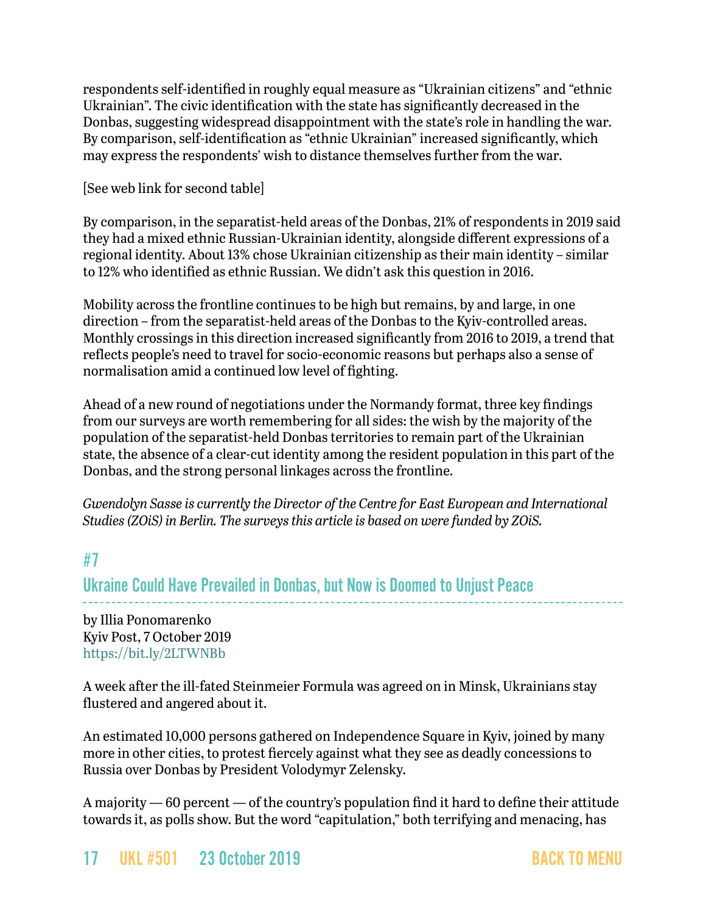respondents self-identified in roughly equal measure as "Ukrainian citizens" and "ethnic Ukrainian". The civic identification with the state has significantly decreased in the Donbas, suggesting widespread disappointment with the state's role in handling the war. By comparison, self-identification as "ethnic Ukrainian" increased significantly, which may express the respondents' wish to distance themselves further from the war.

[See web link for second table]

By comparison, in the separatist-held areas of the Donbas, 21% of respondents in 2019 said they had a mixed ethnic Russian-Ukrainian identity, alongside different expressions of a regional identity. About 13% chose Ukrainian citizenship as their main identity – similar to 12% who identified as ethnic Russian. We didn't ask this question in 2016.

Mobility across the frontline continues to be high but remains, by and large, in one direction – from the separatist-held areas of the Donbas to the Kyiv-controlled areas. Monthly crossings in this direction increased significantly from 2016 to 2019, a trend that reflects people's need to travel for socio-economic reasons but perhaps also a sense of normalisation amid a continued low level of fighting.

Ahead of a new round of negotiations under the Normandy format, three key findings from our surveys are worth remembering for all sides: the wish by the majority of the population of the separatist-held Donbas territories to remain part of the Ukrainian state, the absence of a clear-cut identity among the resident population in this part of the Donbas, and the strong personal linkages across the frontline.

*Gwendolyn Sasse is currently the Director of the Centre for East European and International Studies (ZOiS) in Berlin. The surveys this article is based on were funded by ZOiS.*

## #7

## Ukraine Could Have Prevailed in Donbas, but Now is Doomed to Unjust Peace

by Illia Ponomarenko
Kyiv Post, 7 October 2019
https://bit.ly/2LTWNBb

A week after the ill-fated Steinmeier Formula was agreed on in Minsk, Ukrainians stay flustered and angered about it.

An estimated 10,000 persons gathered on Independence Square in Kyiv, joined by many more in other cities, to protest fiercely against what they see as deadly concessions to Russia over Donbas by President Volodymyr Zelensky.

A majority — 60 percent — of the country's population find it hard to define their attitude towards it, as polls show. But the word "capitulation," both terrifying and menacing, has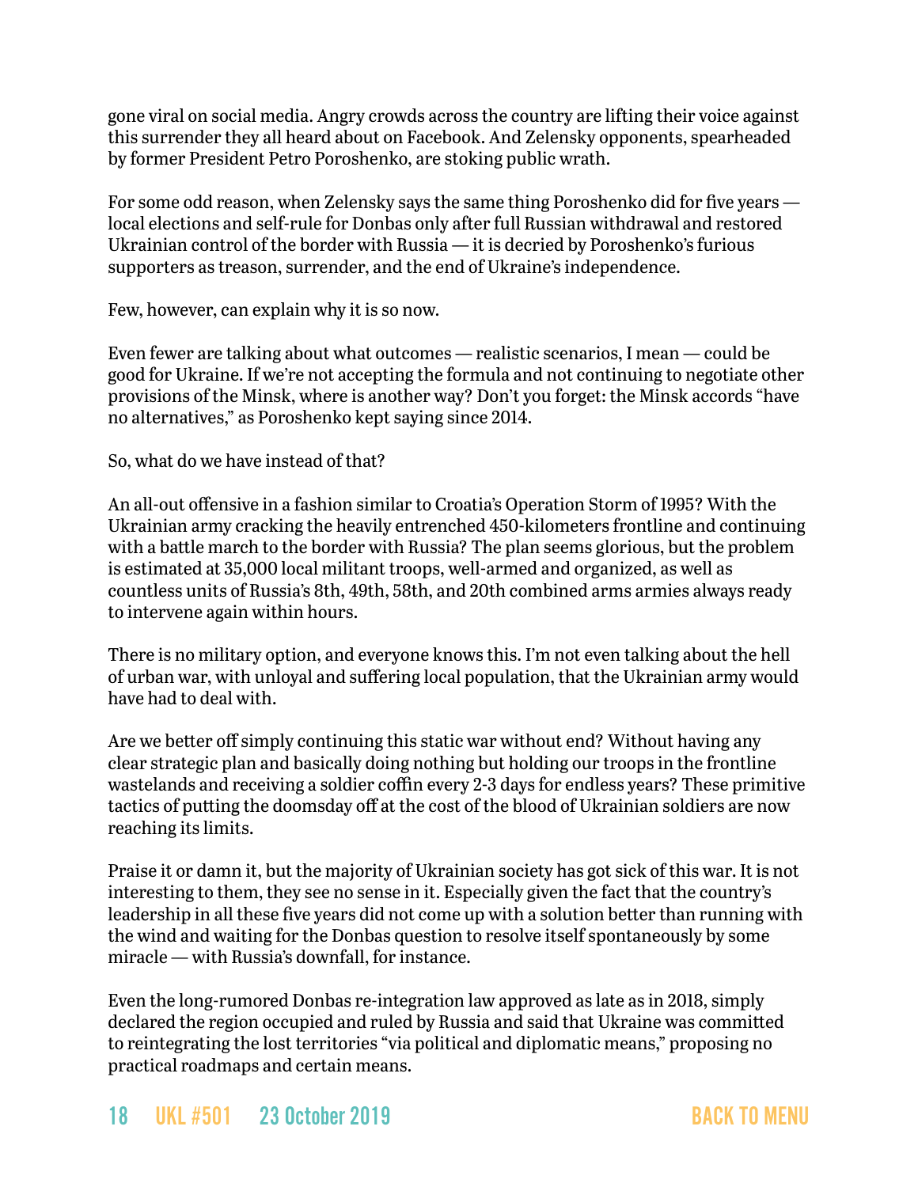gone viral on social media. Angry crowds across the country are lifting their voice against this surrender they all heard about on Facebook. And Zelensky opponents, spearheaded by former President Petro Poroshenko, are stoking public wrath.

For some odd reason, when Zelensky says the same thing Poroshenko did for five years — local elections and self-rule for Donbas only after full Russian withdrawal and restored Ukrainian control of the border with Russia — it is decried by Poroshenko's furious supporters as treason, surrender, and the end of Ukraine's independence.

Few, however, can explain why it is so now.

Even fewer are talking about what outcomes — realistic scenarios, I mean — could be good for Ukraine. If we're not accepting the formula and not continuing to negotiate other provisions of the Minsk, where is another way? Don't you forget: the Minsk accords "have no alternatives," as Poroshenko kept saying since 2014.

So, what do we have instead of that?

An all-out offensive in a fashion similar to Croatia's Operation Storm of 1995? With the Ukrainian army cracking the heavily entrenched 450-kilometers frontline and continuing with a battle march to the border with Russia? The plan seems glorious, but the problem is estimated at 35,000 local militant troops, well-armed and organized, as well as countless units of Russia's 8th, 49th, 58th, and 20th combined arms armies always ready to intervene again within hours.

There is no military option, and everyone knows this. I'm not even talking about the hell of urban war, with unloyal and suffering local population, that the Ukrainian army would have had to deal with.

Are we better off simply continuing this static war without end? Without having any clear strategic plan and basically doing nothing but holding our troops in the frontline wastelands and receiving a soldier coffin every 2-3 days for endless years? These primitive tactics of putting the doomsday off at the cost of the blood of Ukrainian soldiers are now reaching its limits.

Praise it or damn it, but the majority of Ukrainian society has got sick of this war. It is not interesting to them, they see no sense in it. Especially given the fact that the country's leadership in all these five years did not come up with a solution better than running with the wind and waiting for the Donbas question to resolve itself spontaneously by some miracle — with Russia's downfall, for instance.

Even the long-rumored Donbas re-integration law approved as late as in 2018, simply declared the region occupied and ruled by Russia and said that Ukraine was committed to reintegrating the lost territories "via political and diplomatic means," proposing no practical roadmaps and certain means.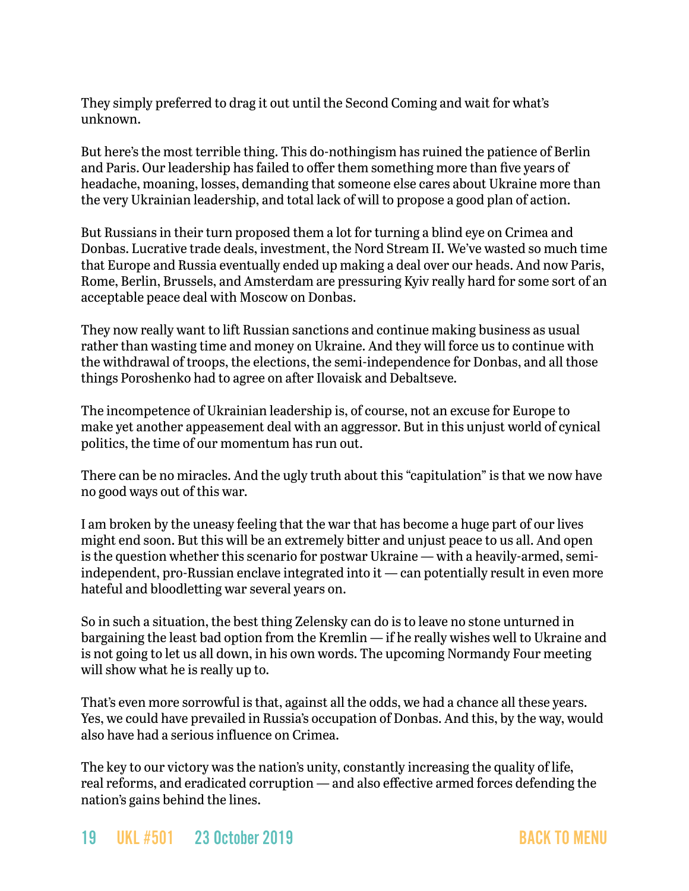They simply preferred to drag it out until the Second Coming and wait for what's unknown.

But here's the most terrible thing. This do-nothingism has ruined the patience of Berlin and Paris. Our leadership has failed to offer them something more than five years of headache, moaning, losses, demanding that someone else cares about Ukraine more than the very Ukrainian leadership, and total lack of will to propose a good plan of action.

But Russians in their turn proposed them a lot for turning a blind eye on Crimea and Donbas. Lucrative trade deals, investment, the Nord Stream II. We've wasted so much time that Europe and Russia eventually ended up making a deal over our heads. And now Paris, Rome, Berlin, Brussels, and Amsterdam are pressuring Kyiv really hard for some sort of an acceptable peace deal with Moscow on Donbas.

They now really want to lift Russian sanctions and continue making business as usual rather than wasting time and money on Ukraine. And they will force us to continue with the withdrawal of troops, the elections, the semi-independence for Donbas, and all those things Poroshenko had to agree on after Ilovaisk and Debaltseve.

The incompetence of Ukrainian leadership is, of course, not an excuse for Europe to make yet another appeasement deal with an aggressor. But in this unjust world of cynical politics, the time of our momentum has run out.

There can be no miracles. And the ugly truth about this "capitulation" is that we now have no good ways out of this war.

I am broken by the uneasy feeling that the war that has become a huge part of our lives might end soon. But this will be an extremely bitter and unjust peace to us all. And open is the question whether this scenario for postwar Ukraine — with a heavily-armed, semi-independent, pro-Russian enclave integrated into it — can potentially result in even more hateful and bloodletting war several years on.

So in such a situation, the best thing Zelensky can do is to leave no stone unturned in bargaining the least bad option from the Kremlin — if he really wishes well to Ukraine and is not going to let us all down, in his own words. The upcoming Normandy Four meeting will show what he is really up to.

That's even more sorrowful is that, against all the odds, we had a chance all these years. Yes, we could have prevailed in Russia's occupation of Donbas. And this, by the way, would also have had a serious influence on Crimea.

The key to our victory was the nation's unity, constantly increasing the quality of life, real reforms, and eradicated corruption — and also effective armed forces defending the nation's gains behind the lines.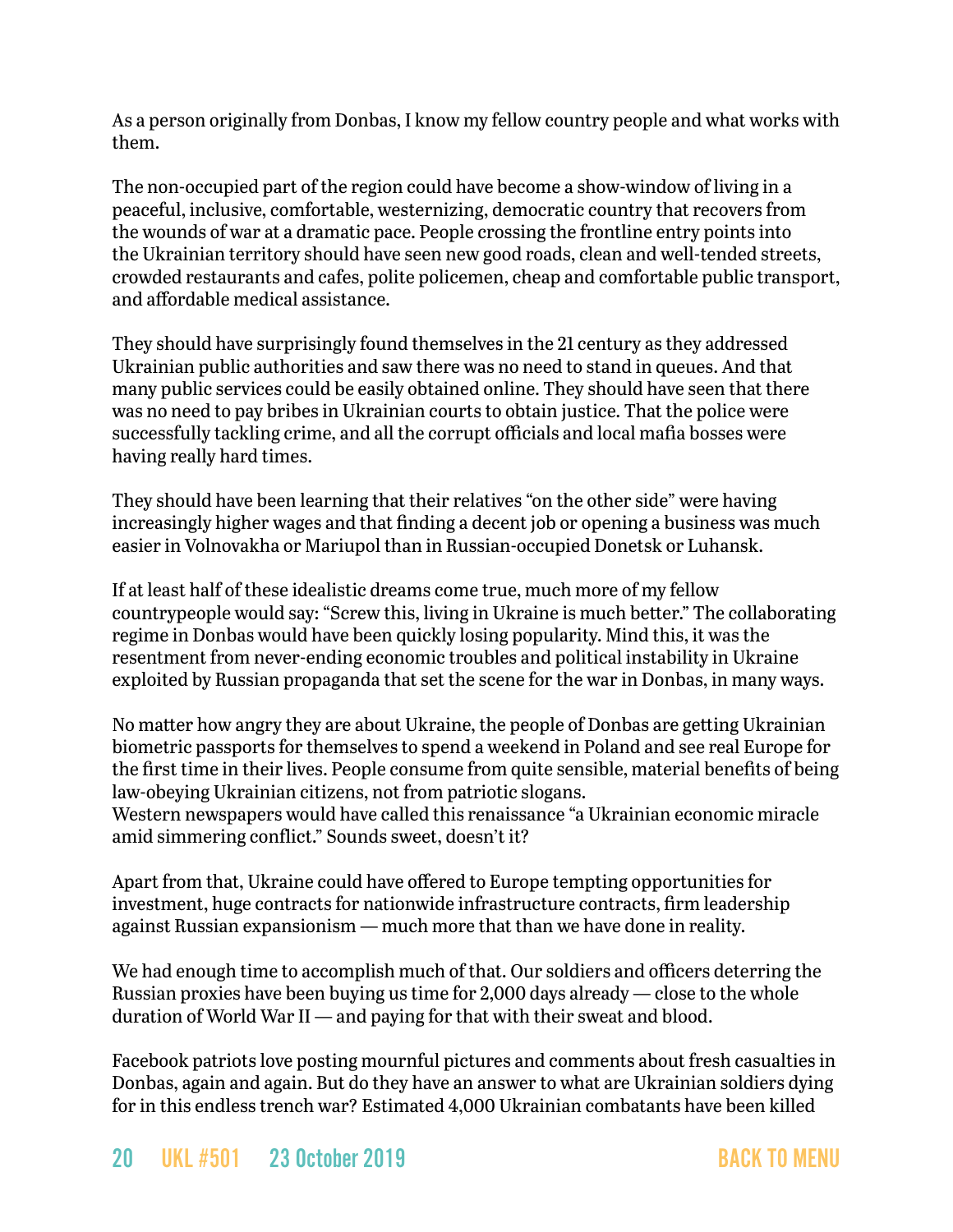As a person originally from Donbas, I know my fellow country people and what works with them.

The non-occupied part of the region could have become a show-window of living in a peaceful, inclusive, comfortable, westernizing, democratic country that recovers from the wounds of war at a dramatic pace. People crossing the frontline entry points into the Ukrainian territory should have seen new good roads, clean and well-tended streets, crowded restaurants and cafes, polite policemen, cheap and comfortable public transport, and affordable medical assistance.

They should have surprisingly found themselves in the 21 century as they addressed Ukrainian public authorities and saw there was no need to stand in queues. And that many public services could be easily obtained online. They should have seen that there was no need to pay bribes in Ukrainian courts to obtain justice. That the police were successfully tackling crime, and all the corrupt officials and local mafia bosses were having really hard times.

They should have been learning that their relatives "on the other side" were having increasingly higher wages and that finding a decent job or opening a business was much easier in Volnovakha or Mariupol than in Russian-occupied Donetsk or Luhansk.

If at least half of these idealistic dreams come true, much more of my fellow countrypeople would say: "Screw this, living in Ukraine is much better." The collaborating regime in Donbas would have been quickly losing popularity. Mind this, it was the resentment from never-ending economic troubles and political instability in Ukraine exploited by Russian propaganda that set the scene for the war in Donbas, in many ways.

No matter how angry they are about Ukraine, the people of Donbas are getting Ukrainian biometric passports for themselves to spend a weekend in Poland and see real Europe for the first time in their lives. People consume from quite sensible, material benefits of being law-obeying Ukrainian citizens, not from patriotic slogans.
Western newspapers would have called this renaissance "a Ukrainian economic miracle amid simmering conflict." Sounds sweet, doesn't it?

Apart from that, Ukraine could have offered to Europe tempting opportunities for investment, huge contracts for nationwide infrastructure contracts, firm leadership against Russian expansionism — much more that than we have done in reality.

We had enough time to accomplish much of that. Our soldiers and officers deterring the Russian proxies have been buying us time for 2,000 days already — close to the whole duration of World War II — and paying for that with their sweat and blood.

Facebook patriots love posting mournful pictures and comments about fresh casualties in Donbas, again and again. But do they have an answer to what are Ukrainian soldiers dying for in this endless trench war? Estimated 4,000 Ukrainian combatants have been killed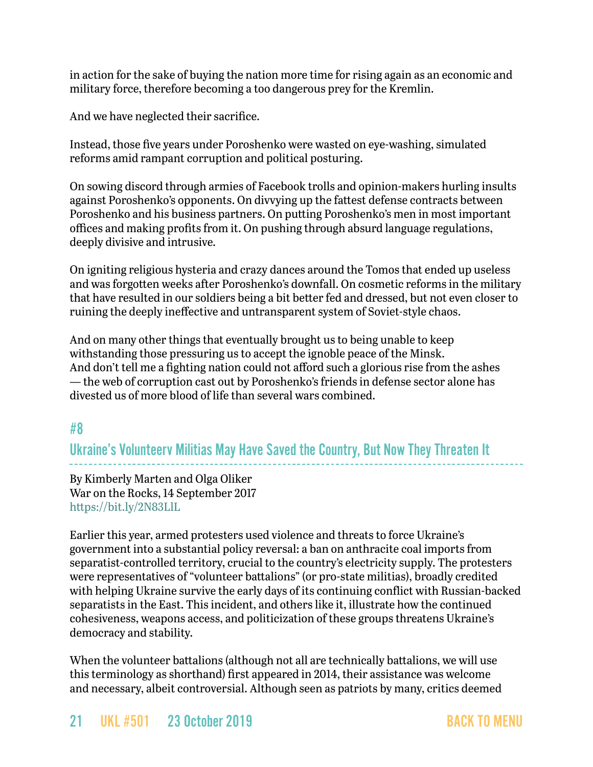in action for the sake of buying the nation more time for rising again as an economic and military force, therefore becoming a too dangerous prey for the Kremlin.

And we have neglected their sacrifice.

Instead, those five years under Poroshenko were wasted on eye-washing, simulated reforms amid rampant corruption and political posturing.

On sowing discord through armies of Facebook trolls and opinion-makers hurling insults against Poroshenko's opponents. On divvying up the fattest defense contracts between Poroshenko and his business partners. On putting Poroshenko's men in most important offices and making profits from it. On pushing through absurd language regulations, deeply divisive and intrusive.

On igniting religious hysteria and crazy dances around the Tomos that ended up useless and was forgotten weeks after Poroshenko's downfall. On cosmetic reforms in the military that have resulted in our soldiers being a bit better fed and dressed, but not even closer to ruining the deeply ineffective and untransparent system of Soviet-style chaos.

And on many other things that eventually brought us to being unable to keep withstanding those pressuring us to accept the ignoble peace of the Minsk.
And don't tell me a fighting nation could not afford such a glorious rise from the ashes — the web of corruption cast out by Poroshenko's friends in defense sector alone has divested us of more blood of life than several wars combined.

## #8

## Ukraine's Volunteerv Militias May Have Saved the Country, But Now They Threaten It

By Kimberly Marten and Olga Oliker
War on the Rocks, 14 September 2017
https://bit.ly/2N83LlL

Earlier this year, armed protesters used violence and threats to force Ukraine's government into a substantial policy reversal: a ban on anthracite coal imports from separatist-controlled territory, crucial to the country's electricity supply. The protesters were representatives of "volunteer battalions" (or pro-state militias), broadly credited with helping Ukraine survive the early days of its continuing conflict with Russian-backed separatists in the East. This incident, and others like it, illustrate how the continued cohesiveness, weapons access, and politicization of these groups threatens Ukraine's democracy and stability.

When the volunteer battalions (although not all are technically battalions, we will use this terminology as shorthand) first appeared in 2014, their assistance was welcome and necessary, albeit controversial. Although seen as patriots by many, critics deemed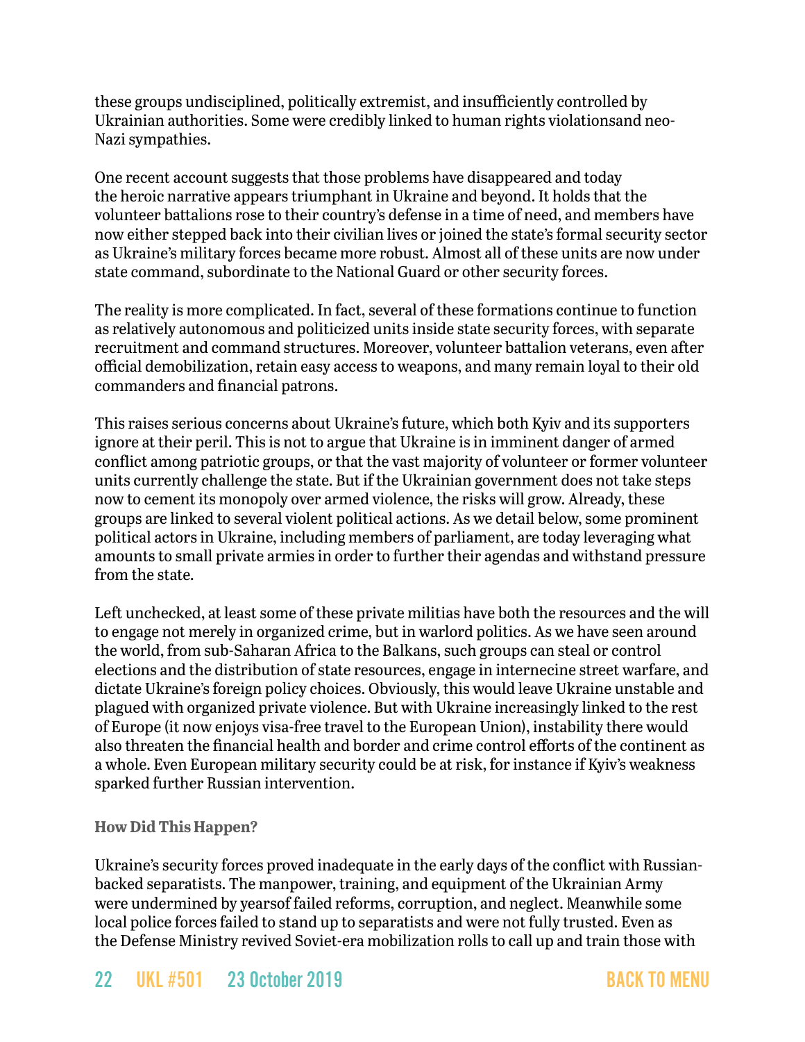these groups undisciplined, politically extremist, and insufficiently controlled by Ukrainian authorities. Some were credibly linked to human rights violationsand neo-Nazi sympathies.

One recent account suggests that those problems have disappeared and today the heroic narrative appears triumphant in Ukraine and beyond. It holds that the volunteer battalions rose to their country's defense in a time of need, and members have now either stepped back into their civilian lives or joined the state's formal security sector as Ukraine's military forces became more robust. Almost all of these units are now under state command, subordinate to the National Guard or other security forces.

The reality is more complicated. In fact, several of these formations continue to function as relatively autonomous and politicized units inside state security forces, with separate recruitment and command structures. Moreover, volunteer battalion veterans, even after official demobilization, retain easy access to weapons, and many remain loyal to their old commanders and financial patrons.

This raises serious concerns about Ukraine's future, which both Kyiv and its supporters ignore at their peril. This is not to argue that Ukraine is in imminent danger of armed conflict among patriotic groups, or that the vast majority of volunteer or former volunteer units currently challenge the state. But if the Ukrainian government does not take steps now to cement its monopoly over armed violence, the risks will grow. Already, these groups are linked to several violent political actions. As we detail below, some prominent political actors in Ukraine, including members of parliament, are today leveraging what amounts to small private armies in order to further their agendas and withstand pressure from the state.

Left unchecked, at least some of these private militias have both the resources and the will to engage not merely in organized crime, but in warlord politics. As we have seen around the world, from sub-Saharan Africa to the Balkans, such groups can steal or control elections and the distribution of state resources, engage in internecine street warfare, and dictate Ukraine's foreign policy choices. Obviously, this would leave Ukraine unstable and plagued with organized private violence. But with Ukraine increasingly linked to the rest of Europe (it now enjoys visa-free travel to the European Union), instability there would also threaten the financial health and border and crime control efforts of the continent as a whole. Even European military security could be at risk, for instance if Kyiv's weakness sparked further Russian intervention.

**How Did This Happen?**

Ukraine's security forces proved inadequate in the early days of the conflict with Russian-backed separatists. The manpower, training, and equipment of the Ukrainian Army were undermined by yearsof failed reforms, corruption, and neglect. Meanwhile some local police forces failed to stand up to separatists and were not fully trusted. Even as the Defense Ministry revived Soviet-era mobilization rolls to call up and train those with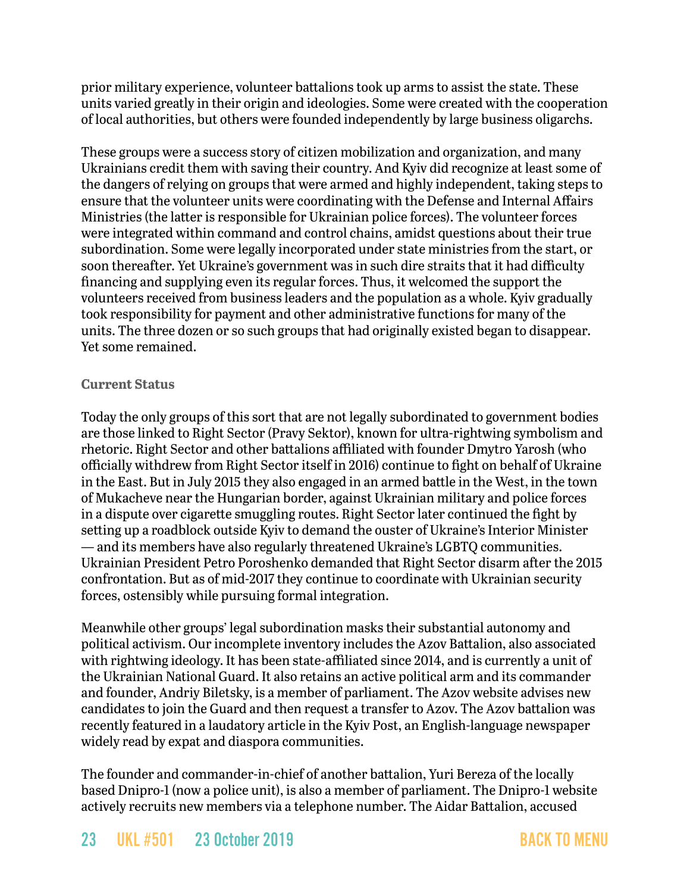prior military experience, volunteer battalions took up arms to assist the state. These units varied greatly in their origin and ideologies. Some were created with the cooperation of local authorities, but others were founded independently by large business oligarchs.

These groups were a success story of citizen mobilization and organization, and many Ukrainians credit them with saving their country. And Kyiv did recognize at least some of the dangers of relying on groups that were armed and highly independent, taking steps to ensure that the volunteer units were coordinating with the Defense and Internal Affairs Ministries (the latter is responsible for Ukrainian police forces). The volunteer forces were integrated within command and control chains, amidst questions about their true subordination. Some were legally incorporated under state ministries from the start, or soon thereafter. Yet Ukraine's government was in such dire straits that it had difficulty financing and supplying even its regular forces. Thus, it welcomed the support the volunteers received from business leaders and the population as a whole. Kyiv gradually took responsibility for payment and other administrative functions for many of the units. The three dozen or so such groups that had originally existed began to disappear. Yet some remained.

### Current Status

Today the only groups of this sort that are not legally subordinated to government bodies are those linked to Right Sector (Pravy Sektor), known for ultra-rightwing symbolism and rhetoric. Right Sector and other battalions affiliated with founder Dmytro Yarosh (who officially withdrew from Right Sector itself in 2016) continue to fight on behalf of Ukraine in the East. But in July 2015 they also engaged in an armed battle in the West, in the town of Mukacheve near the Hungarian border, against Ukrainian military and police forces in a dispute over cigarette smuggling routes. Right Sector later continued the fight by setting up a roadblock outside Kyiv to demand the ouster of Ukraine's Interior Minister — and its members have also regularly threatened Ukraine's LGBTQ communities. Ukrainian President Petro Poroshenko demanded that Right Sector disarm after the 2015 confrontation. But as of mid-2017 they continue to coordinate with Ukrainian security forces, ostensibly while pursuing formal integration.

Meanwhile other groups' legal subordination masks their substantial autonomy and political activism. Our incomplete inventory includes the Azov Battalion, also associated with rightwing ideology. It has been state-affiliated since 2014, and is currently a unit of the Ukrainian National Guard. It also retains an active political arm and its commander and founder, Andriy Biletsky, is a member of parliament. The Azov website advises new candidates to join the Guard and then request a transfer to Azov. The Azov battalion was recently featured in a laudatory article in the Kyiv Post, an English-language newspaper widely read by expat and diaspora communities.

The founder and commander-in-chief of another battalion, Yuri Bereza of the locally based Dnipro-1 (now a police unit), is also a member of parliament. The Dnipro-1 website actively recruits new members via a telephone number. The Aidar Battalion, accused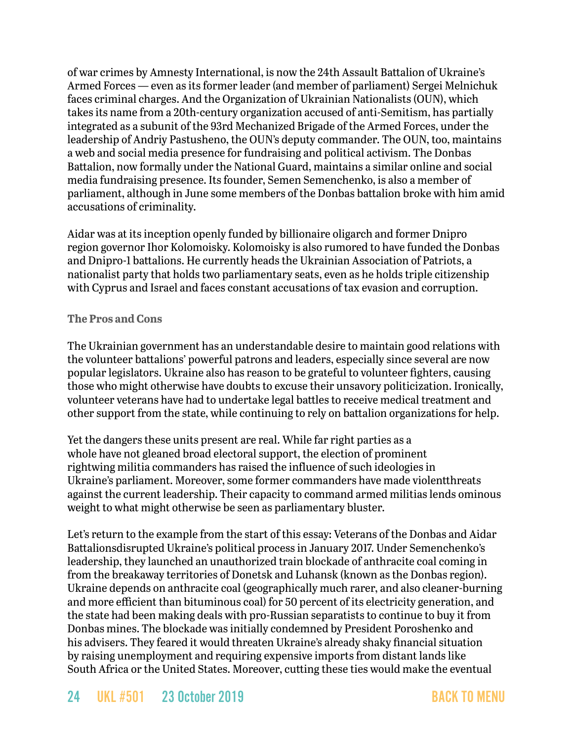of war crimes by Amnesty International, is now the 24th Assault Battalion of Ukraine's Armed Forces — even as its former leader (and member of parliament) Sergei Melnichuk faces criminal charges. And the Organization of Ukrainian Nationalists (OUN), which takes its name from a 20th-century organization accused of anti-Semitism, has partially integrated as a subunit of the 93rd Mechanized Brigade of the Armed Forces, under the leadership of Andriy Pastusheno, the OUN's deputy commander. The OUN, too, maintains a web and social media presence for fundraising and political activism. The Donbas Battalion, now formally under the National Guard, maintains a similar online and social media fundraising presence. Its founder, Semen Semenchenko, is also a member of parliament, although in June some members of the Donbas battalion broke with him amid accusations of criminality.

Aidar was at its inception openly funded by billionaire oligarch and former Dnipro region governor Ihor Kolomoisky. Kolomoisky is also rumored to have funded the Donbas and Dnipro-1 battalions. He currently heads the Ukrainian Association of Patriots, a nationalist party that holds two parliamentary seats, even as he holds triple citizenship with Cyprus and Israel and faces constant accusations of tax evasion and corruption.

### The Pros and Cons

The Ukrainian government has an understandable desire to maintain good relations with the volunteer battalions' powerful patrons and leaders, especially since several are now popular legislators. Ukraine also has reason to be grateful to volunteer fighters, causing those who might otherwise have doubts to excuse their unsavory politicization. Ironically, volunteer veterans have had to undertake legal battles to receive medical treatment and other support from the state, while continuing to rely on battalion organizations for help.

Yet the dangers these units present are real. While far right parties as a whole have not gleaned broad electoral support, the election of prominent rightwing militia commanders has raised the influence of such ideologies in Ukraine's parliament. Moreover, some former commanders have made violentthreats against the current leadership. Their capacity to command armed militias lends ominous weight to what might otherwise be seen as parliamentary bluster.

Let's return to the example from the start of this essay: Veterans of the Donbas and Aidar Battalionsdisrupted Ukraine's political process in January 2017. Under Semenchenko's leadership, they launched an unauthorized train blockade of anthracite coal coming in from the breakaway territories of Donetsk and Luhansk (known as the Donbas region). Ukraine depends on anthracite coal (geographically much rarer, and also cleaner-burning and more efficient than bituminous coal) for 50 percent of its electricity generation, and the state had been making deals with pro-Russian separatists to continue to buy it from Donbas mines. The blockade was initially condemned by President Poroshenko and his advisers. They feared it would threaten Ukraine's already shaky financial situation by raising unemployment and requiring expensive imports from distant lands like South Africa or the United States. Moreover, cutting these ties would make the eventual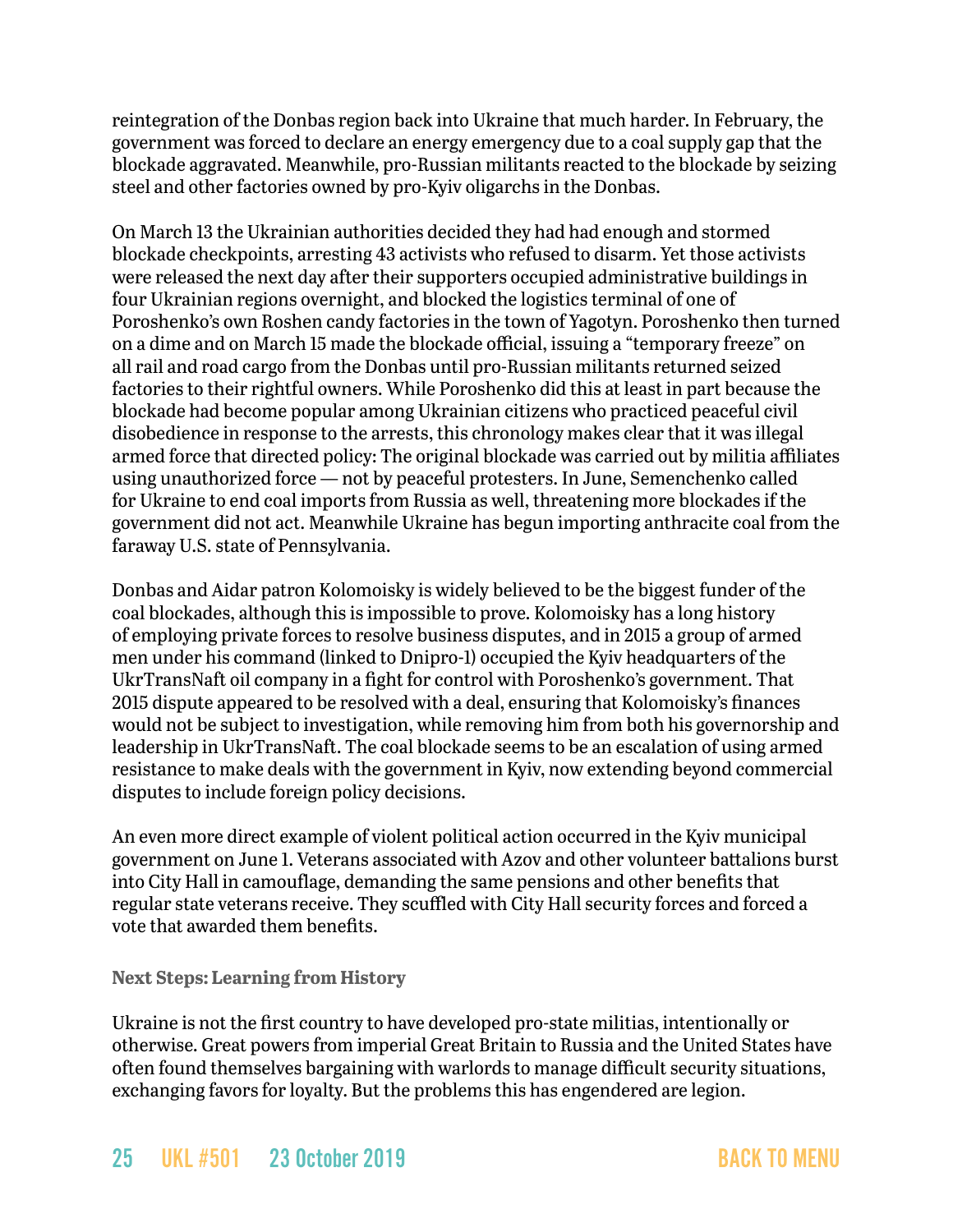reintegration of the Donbas region back into Ukraine that much harder. In February, the government was forced to declare an energy emergency due to a coal supply gap that the blockade aggravated. Meanwhile, pro-Russian militants reacted to the blockade by seizing steel and other factories owned by pro-Kyiv oligarchs in the Donbas.

On March 13 the Ukrainian authorities decided they had had enough and stormed blockade checkpoints, arresting 43 activists who refused to disarm. Yet those activists were released the next day after their supporters occupied administrative buildings in four Ukrainian regions overnight, and blocked the logistics terminal of one of Poroshenko's own Roshen candy factories in the town of Yagotyn. Poroshenko then turned on a dime and on March 15 made the blockade official, issuing a "temporary freeze" on all rail and road cargo from the Donbas until pro-Russian militants returned seized factories to their rightful owners. While Poroshenko did this at least in part because the blockade had become popular among Ukrainian citizens who practiced peaceful civil disobedience in response to the arrests, this chronology makes clear that it was illegal armed force that directed policy: The original blockade was carried out by militia affiliates using unauthorized force — not by peaceful protesters. In June, Semenchenko called for Ukraine to end coal imports from Russia as well, threatening more blockades if the government did not act. Meanwhile Ukraine has begun importing anthracite coal from the faraway U.S. state of Pennsylvania.

Donbas and Aidar patron Kolomoisky is widely believed to be the biggest funder of the coal blockades, although this is impossible to prove. Kolomoisky has a long history of employing private forces to resolve business disputes, and in 2015 a group of armed men under his command (linked to Dnipro-1) occupied the Kyiv headquarters of the UkrTransNaft oil company in a fight for control with Poroshenko's government. That 2015 dispute appeared to be resolved with a deal, ensuring that Kolomoisky's finances would not be subject to investigation, while removing him from both his governorship and leadership in UkrTransNaft. The coal blockade seems to be an escalation of using armed resistance to make deals with the government in Kyiv, now extending beyond commercial disputes to include foreign policy decisions.

An even more direct example of violent political action occurred in the Kyiv municipal government on June 1. Veterans associated with Azov and other volunteer battalions burst into City Hall in camouflage, demanding the same pensions and other benefits that regular state veterans receive. They scuffled with City Hall security forces and forced a vote that awarded them benefits.

### Next Steps: Learning from History

Ukraine is not the first country to have developed pro-state militias, intentionally or otherwise. Great powers from imperial Great Britain to Russia and the United States have often found themselves bargaining with warlords to manage difficult security situations, exchanging favors for loyalty. But the problems this has engendered are legion.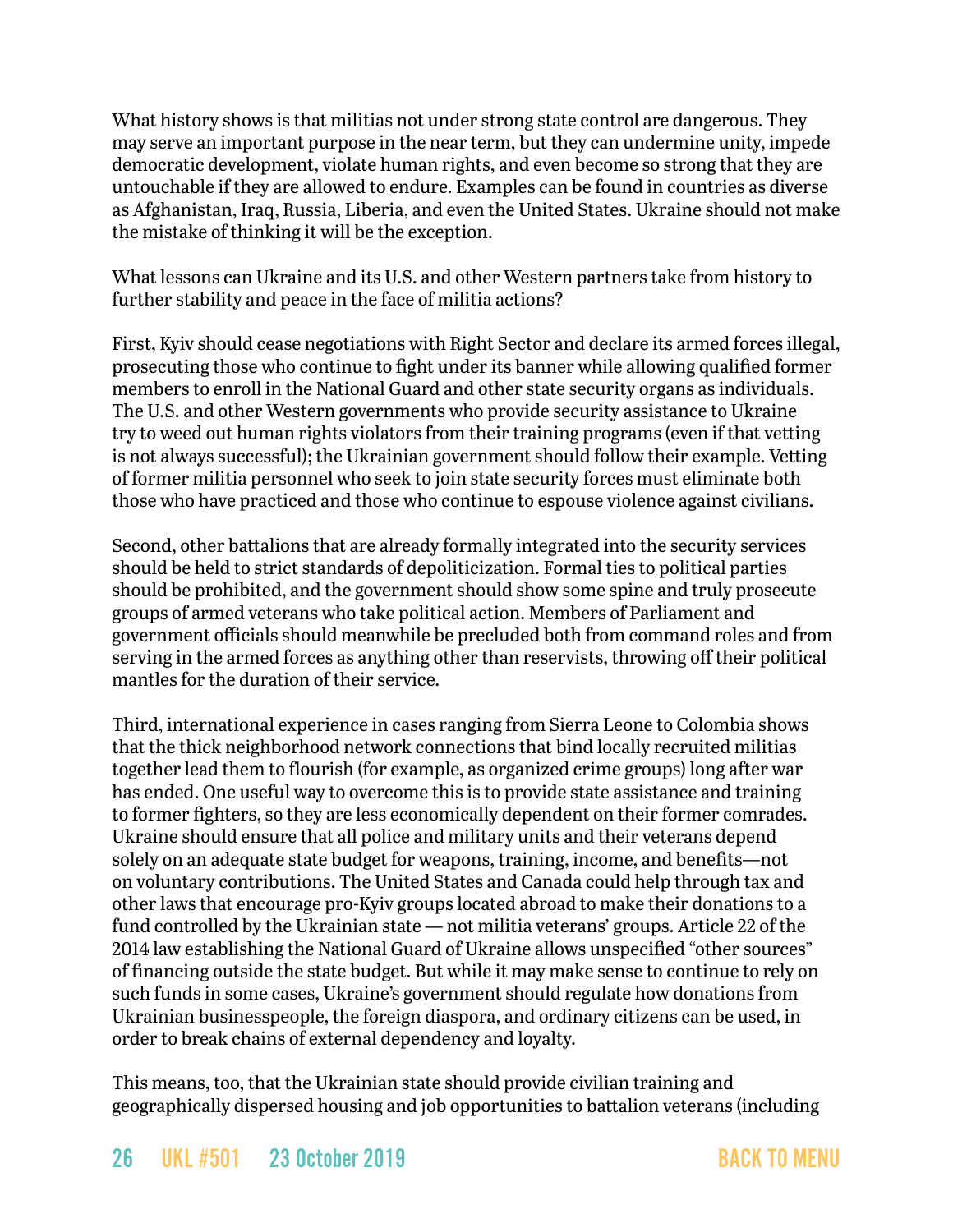What history shows is that militias not under strong state control are dangerous. They may serve an important purpose in the near term, but they can undermine unity, impede democratic development, violate human rights, and even become so strong that they are untouchable if they are allowed to endure. Examples can be found in countries as diverse as Afghanistan, Iraq, Russia, Liberia, and even the United States. Ukraine should not make the mistake of thinking it will be the exception.

What lessons can Ukraine and its U.S. and other Western partners take from history to further stability and peace in the face of militia actions?

First, Kyiv should cease negotiations with Right Sector and declare its armed forces illegal, prosecuting those who continue to fight under its banner while allowing qualified former members to enroll in the National Guard and other state security organs as individuals. The U.S. and other Western governments who provide security assistance to Ukraine try to weed out human rights violators from their training programs (even if that vetting is not always successful); the Ukrainian government should follow their example. Vetting of former militia personnel who seek to join state security forces must eliminate both those who have practiced and those who continue to espouse violence against civilians.

Second, other battalions that are already formally integrated into the security services should be held to strict standards of depoliticization. Formal ties to political parties should be prohibited, and the government should show some spine and truly prosecute groups of armed veterans who take political action. Members of Parliament and government officials should meanwhile be precluded both from command roles and from serving in the armed forces as anything other than reservists, throwing off their political mantles for the duration of their service.

Third, international experience in cases ranging from Sierra Leone to Colombia shows that the thick neighborhood network connections that bind locally recruited militias together lead them to flourish (for example, as organized crime groups) long after war has ended. One useful way to overcome this is to provide state assistance and training to former fighters, so they are less economically dependent on their former comrades. Ukraine should ensure that all police and military units and their veterans depend solely on an adequate state budget for weapons, training, income, and benefits—not on voluntary contributions. The United States and Canada could help through tax and other laws that encourage pro-Kyiv groups located abroad to make their donations to a fund controlled by the Ukrainian state — not militia veterans' groups. Article 22 of the 2014 law establishing the National Guard of Ukraine allows unspecified "other sources" of financing outside the state budget. But while it may make sense to continue to rely on such funds in some cases, Ukraine's government should regulate how donations from Ukrainian businesspeople, the foreign diaspora, and ordinary citizens can be used, in order to break chains of external dependency and loyalty.

This means, too, that the Ukrainian state should provide civilian training and geographically dispersed housing and job opportunities to battalion veterans (including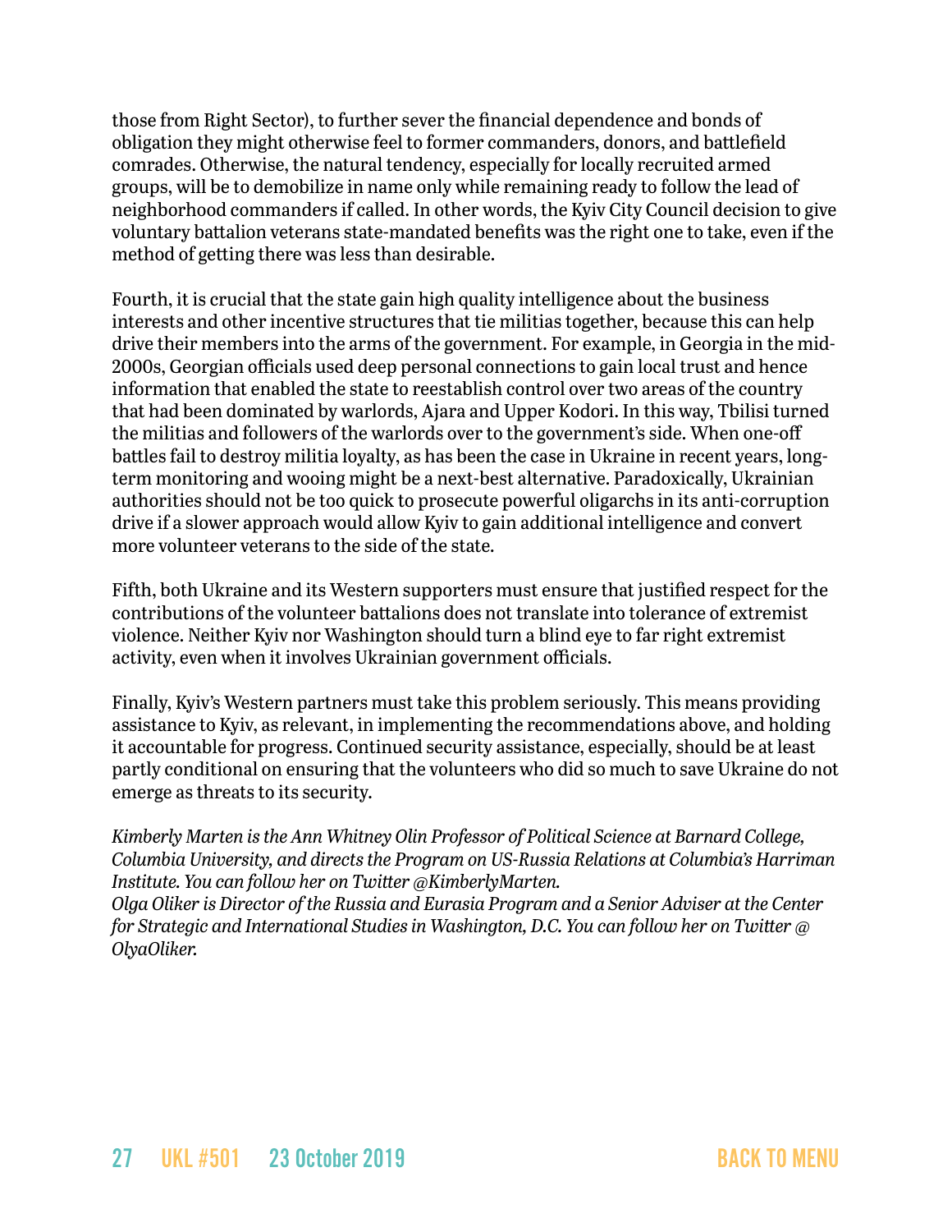those from Right Sector), to further sever the financial dependence and bonds of obligation they might otherwise feel to former commanders, donors, and battlefield comrades. Otherwise, the natural tendency, especially for locally recruited armed groups, will be to demobilize in name only while remaining ready to follow the lead of neighborhood commanders if called. In other words, the Kyiv City Council decision to give voluntary battalion veterans state-mandated benefits was the right one to take, even if the method of getting there was less than desirable.

Fourth, it is crucial that the state gain high quality intelligence about the business interests and other incentive structures that tie militias together, because this can help drive their members into the arms of the government. For example, in Georgia in the mid-2000s, Georgian officials used deep personal connections to gain local trust and hence information that enabled the state to reestablish control over two areas of the country that had been dominated by warlords, Ajara and Upper Kodori. In this way, Tbilisi turned the militias and followers of the warlords over to the government's side. When one-off battles fail to destroy militia loyalty, as has been the case in Ukraine in recent years, long-term monitoring and wooing might be a next-best alternative. Paradoxically, Ukrainian authorities should not be too quick to prosecute powerful oligarchs in its anti-corruption drive if a slower approach would allow Kyiv to gain additional intelligence and convert more volunteer veterans to the side of the state.

Fifth, both Ukraine and its Western supporters must ensure that justified respect for the contributions of the volunteer battalions does not translate into tolerance of extremist violence. Neither Kyiv nor Washington should turn a blind eye to far right extremist activity, even when it involves Ukrainian government officials.

Finally, Kyiv's Western partners must take this problem seriously. This means providing assistance to Kyiv, as relevant, in implementing the recommendations above, and holding it accountable for progress. Continued security assistance, especially, should be at least partly conditional on ensuring that the volunteers who did so much to save Ukraine do not emerge as threats to its security.

*Kimberly Marten is the Ann Whitney Olin Professor of Political Science at Barnard College, Columbia University, and directs the Program on US-Russia Relations at Columbia's Harriman Institute. You can follow her on Twitter @KimberlyMarten.*
*Olga Oliker is Director of the Russia and Eurasia Program and a Senior Adviser at the Center for Strategic and International Studies in Washington, D.C. You can follow her on Twitter @OlyaOliker.*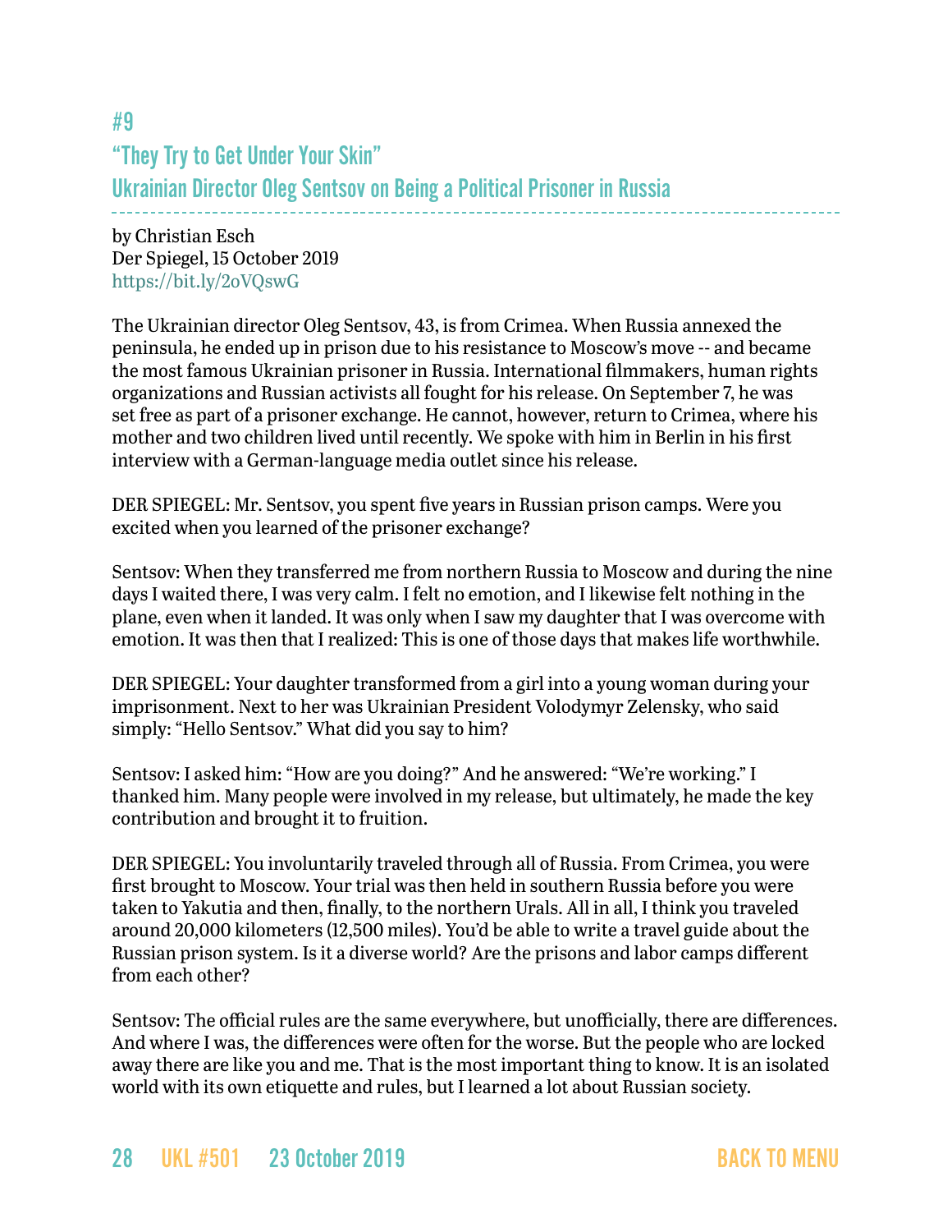## #9

## "They Try to Get Under Your Skin"
## Ukrainian Director Oleg Sentsov on Being a Political Prisoner in Russia

by Christian Esch
Der Spiegel, 15 October 2019
https://bit.ly/2oVQswG

The Ukrainian director Oleg Sentsov, 43, is from Crimea. When Russia annexed the peninsula, he ended up in prison due to his resistance to Moscow's move -- and became the most famous Ukrainian prisoner in Russia. International filmmakers, human rights organizations and Russian activists all fought for his release. On September 7, he was set free as part of a prisoner exchange. He cannot, however, return to Crimea, where his mother and two children lived until recently. We spoke with him in Berlin in his first interview with a German-language media outlet since his release.

DER SPIEGEL: Mr. Sentsov, you spent five years in Russian prison camps. Were you excited when you learned of the prisoner exchange?

Sentsov: When they transferred me from northern Russia to Moscow and during the nine days I waited there, I was very calm. I felt no emotion, and I likewise felt nothing in the plane, even when it landed. It was only when I saw my daughter that I was overcome with emotion. It was then that I realized: This is one of those days that makes life worthwhile.

DER SPIEGEL: Your daughter transformed from a girl into a young woman during your imprisonment. Next to her was Ukrainian President Volodymyr Zelensky, who said simply: "Hello Sentsov." What did you say to him?

Sentsov: I asked him: "How are you doing?" And he answered: "We're working." I thanked him. Many people were involved in my release, but ultimately, he made the key contribution and brought it to fruition.

DER SPIEGEL: You involuntarily traveled through all of Russia. From Crimea, you were first brought to Moscow. Your trial was then held in southern Russia before you were taken to Yakutia and then, finally, to the northern Urals. All in all, I think you traveled around 20,000 kilometers (12,500 miles). You'd be able to write a travel guide about the Russian prison system. Is it a diverse world? Are the prisons and labor camps different from each other?

Sentsov: The official rules are the same everywhere, but unofficially, there are differences. And where I was, the differences were often for the worse. But the people who are locked away there are like you and me. That is the most important thing to know. It is an isolated world with its own etiquette and rules, but I learned a lot about Russian society.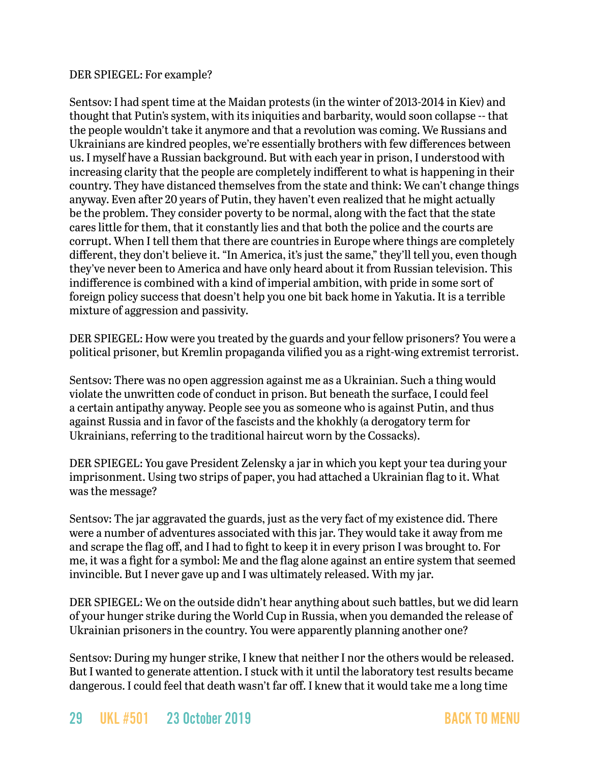DER SPIEGEL: For example?

Sentsov: I had spent time at the Maidan protests (in the winter of 2013-2014 in Kiev) and thought that Putin's system, with its iniquities and barbarity, would soon collapse -- that the people wouldn't take it anymore and that a revolution was coming. We Russians and Ukrainians are kindred peoples, we're essentially brothers with few differences between us. I myself have a Russian background. But with each year in prison, I understood with increasing clarity that the people are completely indifferent to what is happening in their country. They have distanced themselves from the state and think: We can't change things anyway. Even after 20 years of Putin, they haven't even realized that he might actually be the problem. They consider poverty to be normal, along with the fact that the state cares little for them, that it constantly lies and that both the police and the courts are corrupt. When I tell them that there are countries in Europe where things are completely different, they don't believe it. "In America, it's just the same," they'll tell you, even though they've never been to America and have only heard about it from Russian television. This indifference is combined with a kind of imperial ambition, with pride in some sort of foreign policy success that doesn't help you one bit back home in Yakutia. It is a terrible mixture of aggression and passivity.

DER SPIEGEL: How were you treated by the guards and your fellow prisoners? You were a political prisoner, but Kremlin propaganda vilified you as a right-wing extremist terrorist.

Sentsov: There was no open aggression against me as a Ukrainian. Such a thing would violate the unwritten code of conduct in prison. But beneath the surface, I could feel a certain antipathy anyway. People see you as someone who is against Putin, and thus against Russia and in favor of the fascists and the khokhly (a derogatory term for Ukrainians, referring to the traditional haircut worn by the Cossacks).

DER SPIEGEL: You gave President Zelensky a jar in which you kept your tea during your imprisonment. Using two strips of paper, you had attached a Ukrainian flag to it. What was the message?

Sentsov: The jar aggravated the guards, just as the very fact of my existence did. There were a number of adventures associated with this jar. They would take it away from me and scrape the flag off, and I had to fight to keep it in every prison I was brought to. For me, it was a fight for a symbol: Me and the flag alone against an entire system that seemed invincible. But I never gave up and I was ultimately released. With my jar.

DER SPIEGEL: We on the outside didn't hear anything about such battles, but we did learn of your hunger strike during the World Cup in Russia, when you demanded the release of Ukrainian prisoners in the country. You were apparently planning another one?

Sentsov: During my hunger strike, I knew that neither I nor the others would be released. But I wanted to generate attention. I stuck with it until the laboratory test results became dangerous. I could feel that death wasn't far off. I knew that it would take me a long time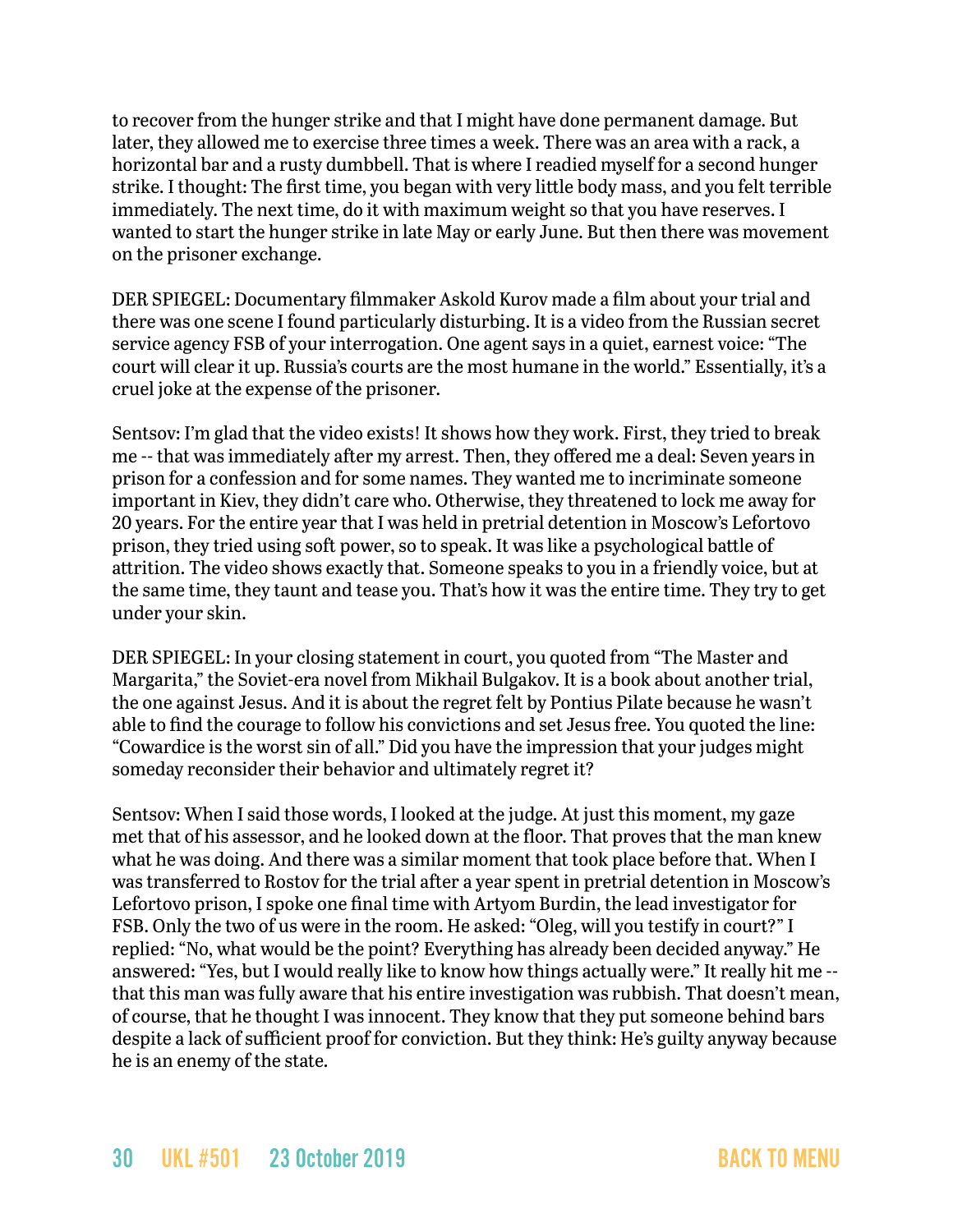to recover from the hunger strike and that I might have done permanent damage. But later, they allowed me to exercise three times a week. There was an area with a rack, a horizontal bar and a rusty dumbbell. That is where I readied myself for a second hunger strike. I thought: The first time, you began with very little body mass, and you felt terrible immediately. The next time, do it with maximum weight so that you have reserves. I wanted to start the hunger strike in late May or early June. But then there was movement on the prisoner exchange.

DER SPIEGEL: Documentary filmmaker Askold Kurov made a film about your trial and there was one scene I found particularly disturbing. It is a video from the Russian secret service agency FSB of your interrogation. One agent says in a quiet, earnest voice: "The court will clear it up. Russia's courts are the most humane in the world." Essentially, it's a cruel joke at the expense of the prisoner.

Sentsov: I'm glad that the video exists! It shows how they work. First, they tried to break me -- that was immediately after my arrest. Then, they offered me a deal: Seven years in prison for a confession and for some names. They wanted me to incriminate someone important in Kiev, they didn't care who. Otherwise, they threatened to lock me away for 20 years. For the entire year that I was held in pretrial detention in Moscow's Lefortovo prison, they tried using soft power, so to speak. It was like a psychological battle of attrition. The video shows exactly that. Someone speaks to you in a friendly voice, but at the same time, they taunt and tease you. That's how it was the entire time. They try to get under your skin.

DER SPIEGEL: In your closing statement in court, you quoted from "The Master and Margarita," the Soviet-era novel from Mikhail Bulgakov. It is a book about another trial, the one against Jesus. And it is about the regret felt by Pontius Pilate because he wasn't able to find the courage to follow his convictions and set Jesus free. You quoted the line: "Cowardice is the worst sin of all." Did you have the impression that your judges might someday reconsider their behavior and ultimately regret it?

Sentsov: When I said those words, I looked at the judge. At just this moment, my gaze met that of his assessor, and he looked down at the floor. That proves that the man knew what he was doing. And there was a similar moment that took place before that. When I was transferred to Rostov for the trial after a year spent in pretrial detention in Moscow's Lefortovo prison, I spoke one final time with Artyom Burdin, the lead investigator for FSB. Only the two of us were in the room. He asked: "Oleg, will you testify in court?" I replied: "No, what would be the point? Everything has already been decided anyway." He answered: "Yes, but I would really like to know how things actually were." It really hit me -- that this man was fully aware that his entire investigation was rubbish. That doesn't mean, of course, that he thought I was innocent. They know that they put someone behind bars despite a lack of sufficient proof for conviction. But they think: He's guilty anyway because he is an enemy of the state.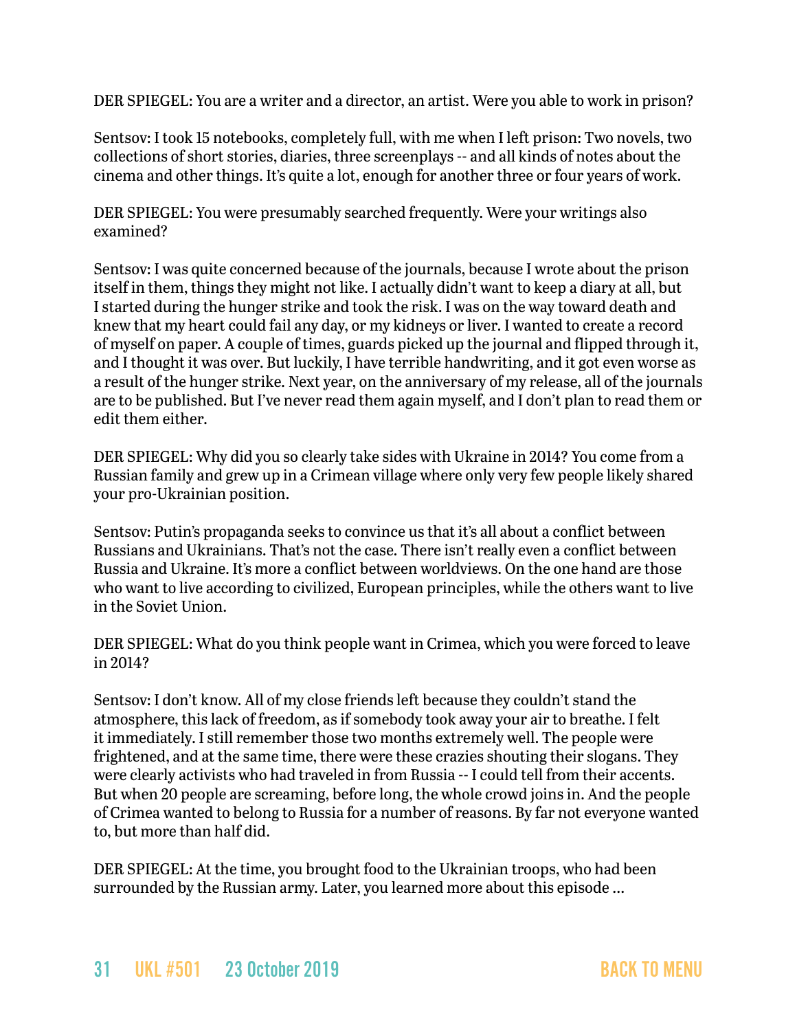DER SPIEGEL: You are a writer and a director, an artist. Were you able to work in prison?

Sentsov: I took 15 notebooks, completely full, with me when I left prison: Two novels, two collections of short stories, diaries, three screenplays -- and all kinds of notes about the cinema and other things. It's quite a lot, enough for another three or four years of work.

DER SPIEGEL: You were presumably searched frequently. Were your writings also examined?

Sentsov: I was quite concerned because of the journals, because I wrote about the prison itself in them, things they might not like. I actually didn't want to keep a diary at all, but I started during the hunger strike and took the risk. I was on the way toward death and knew that my heart could fail any day, or my kidneys or liver. I wanted to create a record of myself on paper. A couple of times, guards picked up the journal and flipped through it, and I thought it was over. But luckily, I have terrible handwriting, and it got even worse as a result of the hunger strike. Next year, on the anniversary of my release, all of the journals are to be published. But I've never read them again myself, and I don't plan to read them or edit them either.

DER SPIEGEL: Why did you so clearly take sides with Ukraine in 2014? You come from a Russian family and grew up in a Crimean village where only very few people likely shared your pro-Ukrainian position.

Sentsov: Putin's propaganda seeks to convince us that it's all about a conflict between Russians and Ukrainians. That's not the case. There isn't really even a conflict between Russia and Ukraine. It's more a conflict between worldviews. On the one hand are those who want to live according to civilized, European principles, while the others want to live in the Soviet Union.

DER SPIEGEL: What do you think people want in Crimea, which you were forced to leave in 2014?

Sentsov: I don't know. All of my close friends left because they couldn't stand the atmosphere, this lack of freedom, as if somebody took away your air to breathe. I felt it immediately. I still remember those two months extremely well. The people were frightened, and at the same time, there were these crazies shouting their slogans. They were clearly activists who had traveled in from Russia -- I could tell from their accents. But when 20 people are screaming, before long, the whole crowd joins in. And the people of Crimea wanted to belong to Russia for a number of reasons. By far not everyone wanted to, but more than half did.

DER SPIEGEL: At the time, you brought food to the Ukrainian troops, who had been surrounded by the Russian army. Later, you learned more about this episode ...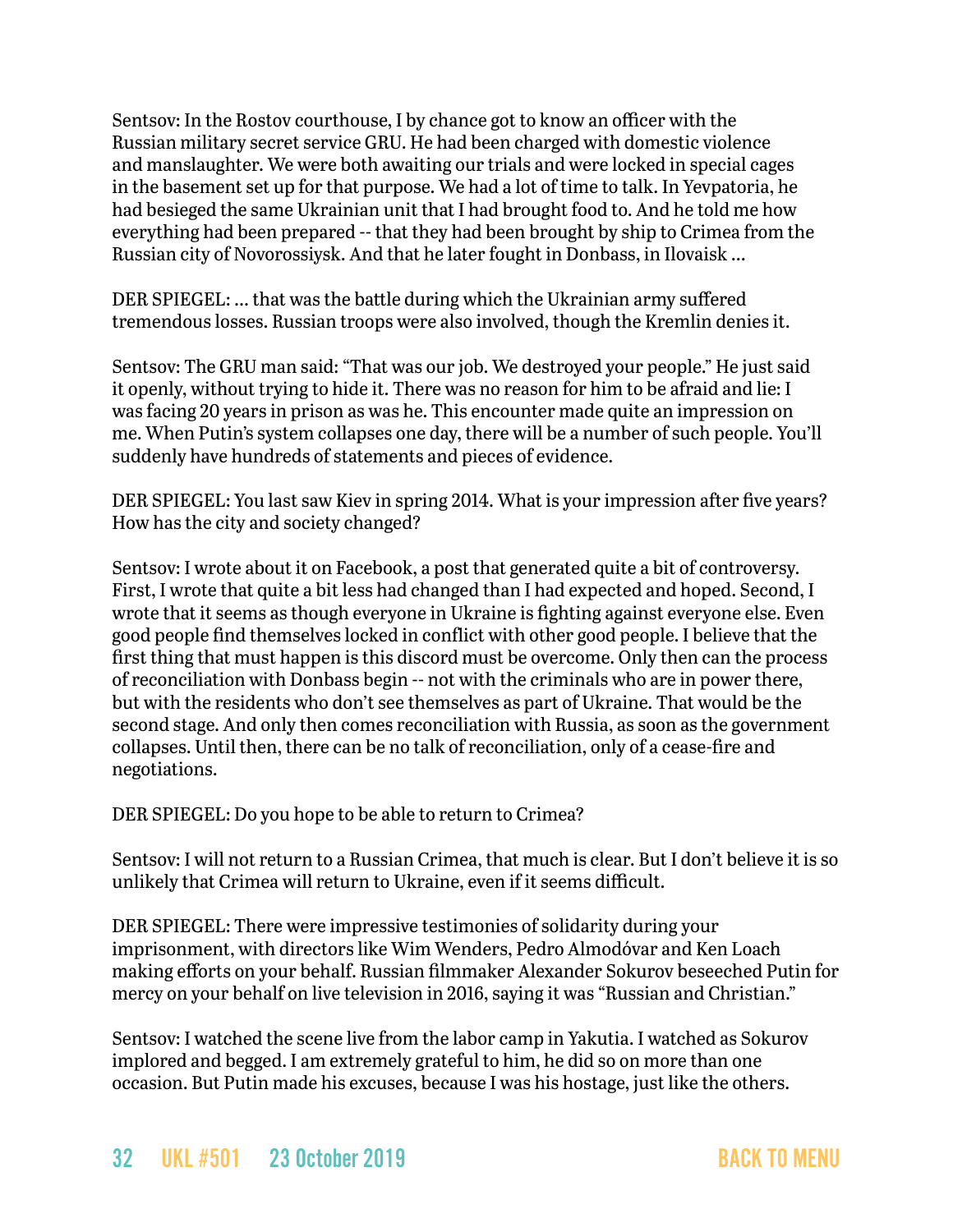Sentsov: In the Rostov courthouse, I by chance got to know an officer with the Russian military secret service GRU. He had been charged with domestic violence and manslaughter. We were both awaiting our trials and were locked in special cages in the basement set up for that purpose. We had a lot of time to talk. In Yevpatoria, he had besieged the same Ukrainian unit that I had brought food to. And he told me how everything had been prepared -- that they had been brought by ship to Crimea from the Russian city of Novorossiysk. And that he later fought in Donbass, in Ilovaisk ...

DER SPIEGEL: ... that was the battle during which the Ukrainian army suffered tremendous losses. Russian troops were also involved, though the Kremlin denies it.

Sentsov: The GRU man said: "That was our job. We destroyed your people." He just said it openly, without trying to hide it. There was no reason for him to be afraid and lie: I was facing 20 years in prison as was he. This encounter made quite an impression on me. When Putin's system collapses one day, there will be a number of such people. You'll suddenly have hundreds of statements and pieces of evidence.

DER SPIEGEL: You last saw Kiev in spring 2014. What is your impression after five years? How has the city and society changed?

Sentsov: I wrote about it on Facebook, a post that generated quite a bit of controversy. First, I wrote that quite a bit less had changed than I had expected and hoped. Second, I wrote that it seems as though everyone in Ukraine is fighting against everyone else. Even good people find themselves locked in conflict with other good people. I believe that the first thing that must happen is this discord must be overcome. Only then can the process of reconciliation with Donbass begin -- not with the criminals who are in power there, but with the residents who don't see themselves as part of Ukraine. That would be the second stage. And only then comes reconciliation with Russia, as soon as the government collapses. Until then, there can be no talk of reconciliation, only of a cease-fire and negotiations.

DER SPIEGEL: Do you hope to be able to return to Crimea?

Sentsov: I will not return to a Russian Crimea, that much is clear. But I don't believe it is so unlikely that Crimea will return to Ukraine, even if it seems difficult.

DER SPIEGEL: There were impressive testimonies of solidarity during your imprisonment, with directors like Wim Wenders, Pedro Almodóvar and Ken Loach making efforts on your behalf. Russian filmmaker Alexander Sokurov beseeched Putin for mercy on your behalf on live television in 2016, saying it was "Russian and Christian."

Sentsov: I watched the scene live from the labor camp in Yakutia. I watched as Sokurov implored and begged. I am extremely grateful to him, he did so on more than one occasion. But Putin made his excuses, because I was his hostage, just like the others.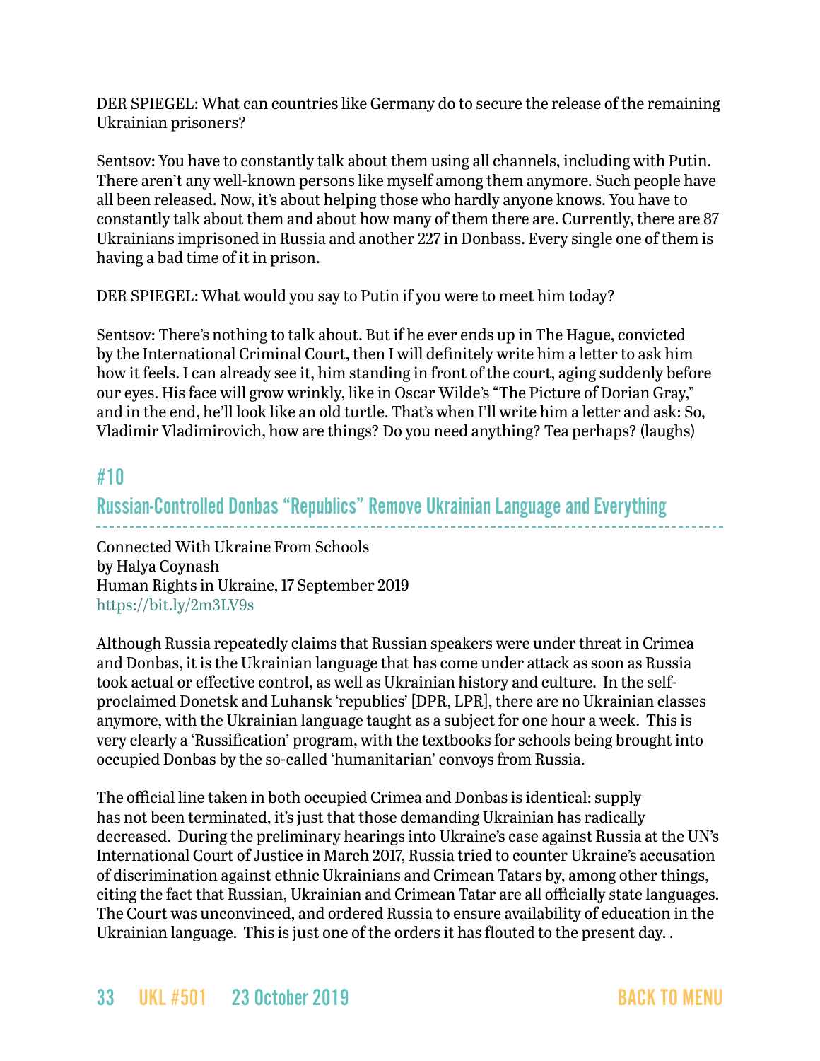DER SPIEGEL: What can countries like Germany do to secure the release of the remaining Ukrainian prisoners?

Sentsov: You have to constantly talk about them using all channels, including with Putin. There aren't any well-known persons like myself among them anymore. Such people have all been released. Now, it's about helping those who hardly anyone knows. You have to constantly talk about them and about how many of them there are. Currently, there are 87 Ukrainians imprisoned in Russia and another 227 in Donbass. Every single one of them is having a bad time of it in prison.

DER SPIEGEL: What would you say to Putin if you were to meet him today?

Sentsov: There's nothing to talk about. But if he ever ends up in The Hague, convicted by the International Criminal Court, then I will definitely write him a letter to ask him how it feels. I can already see it, him standing in front of the court, aging suddenly before our eyes. His face will grow wrinkly, like in Oscar Wilde's "The Picture of Dorian Gray," and in the end, he'll look like an old turtle. That's when I'll write him a letter and ask: So, Vladimir Vladimirovich, how are things? Do you need anything? Tea perhaps? (laughs)

## #10

## Russian-Controlled Donbas "Republics" Remove Ukrainian Language and Everything

Connected With Ukraine From Schools
by Halya Coynash
Human Rights in Ukraine, 17 September 2019
https://bit.ly/2m3LV9s

Although Russia repeatedly claims that Russian speakers were under threat in Crimea and Donbas, it is the Ukrainian language that has come under attack as soon as Russia took actual or effective control, as well as Ukrainian history and culture. In the self-proclaimed Donetsk and Luhansk 'republics' [DPR, LPR], there are no Ukrainian classes anymore, with the Ukrainian language taught as a subject for one hour a week. This is very clearly a 'Russification' program, with the textbooks for schools being brought into occupied Donbas by the so-called 'humanitarian' convoys from Russia.

The official line taken in both occupied Crimea and Donbas is identical: supply has not been terminated, it's just that those demanding Ukrainian has radically decreased. During the preliminary hearings into Ukraine's case against Russia at the UN's International Court of Justice in March 2017, Russia tried to counter Ukraine's accusation of discrimination against ethnic Ukrainians and Crimean Tatars by, among other things, citing the fact that Russian, Ukrainian and Crimean Tatar are all officially state languages. The Court was unconvinced, and ordered Russia to ensure availability of education in the Ukrainian language. This is just one of the orders it has flouted to the present day. .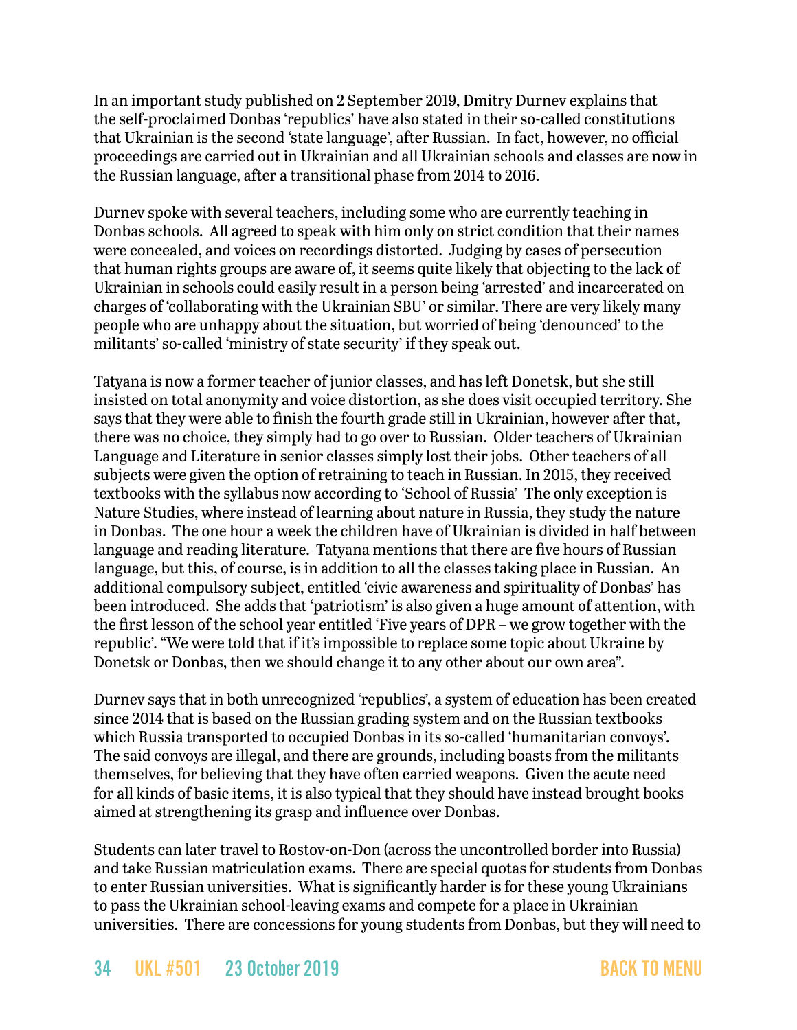In an important study published on 2 September 2019, Dmitry Durnev explains that the self-proclaimed Donbas 'republics' have also stated in their so-called constitutions that Ukrainian is the second 'state language', after Russian. In fact, however, no official proceedings are carried out in Ukrainian and all Ukrainian schools and classes are now in the Russian language, after a transitional phase from 2014 to 2016.

Durnev spoke with several teachers, including some who are currently teaching in Donbas schools. All agreed to speak with him only on strict condition that their names were concealed, and voices on recordings distorted. Judging by cases of persecution that human rights groups are aware of, it seems quite likely that objecting to the lack of Ukrainian in schools could easily result in a person being 'arrested' and incarcerated on charges of 'collaborating with the Ukrainian SBU' or similar. There are very likely many people who are unhappy about the situation, but worried of being 'denounced' to the militants' so-called 'ministry of state security' if they speak out.

Tatyana is now a former teacher of junior classes, and has left Donetsk, but she still insisted on total anonymity and voice distortion, as she does visit occupied territory. She says that they were able to finish the fourth grade still in Ukrainian, however after that, there was no choice, they simply had to go over to Russian. Older teachers of Ukrainian Language and Literature in senior classes simply lost their jobs. Other teachers of all subjects were given the option of retraining to teach in Russian. In 2015, they received textbooks with the syllabus now according to 'School of Russia' The only exception is Nature Studies, where instead of learning about nature in Russia, they study the nature in Donbas. The one hour a week the children have of Ukrainian is divided in half between language and reading literature. Tatyana mentions that there are five hours of Russian language, but this, of course, is in addition to all the classes taking place in Russian. An additional compulsory subject, entitled 'civic awareness and spirituality of Donbas' has been introduced. She adds that 'patriotism' is also given a huge amount of attention, with the first lesson of the school year entitled 'Five years of DPR – we grow together with the republic'. "We were told that if it's impossible to replace some topic about Ukraine by Donetsk or Donbas, then we should change it to any other about our own area".

Durnev says that in both unrecognized 'republics', a system of education has been created since 2014 that is based on the Russian grading system and on the Russian textbooks which Russia transported to occupied Donbas in its so-called 'humanitarian convoys'. The said convoys are illegal, and there are grounds, including boasts from the militants themselves, for believing that they have often carried weapons. Given the acute need for all kinds of basic items, it is also typical that they should have instead brought books aimed at strengthening its grasp and influence over Donbas.

Students can later travel to Rostov-on-Don (across the uncontrolled border into Russia) and take Russian matriculation exams. There are special quotas for students from Donbas to enter Russian universities. What is significantly harder is for these young Ukrainians to pass the Ukrainian school-leaving exams and compete for a place in Ukrainian universities. There are concessions for young students from Donbas, but they will need to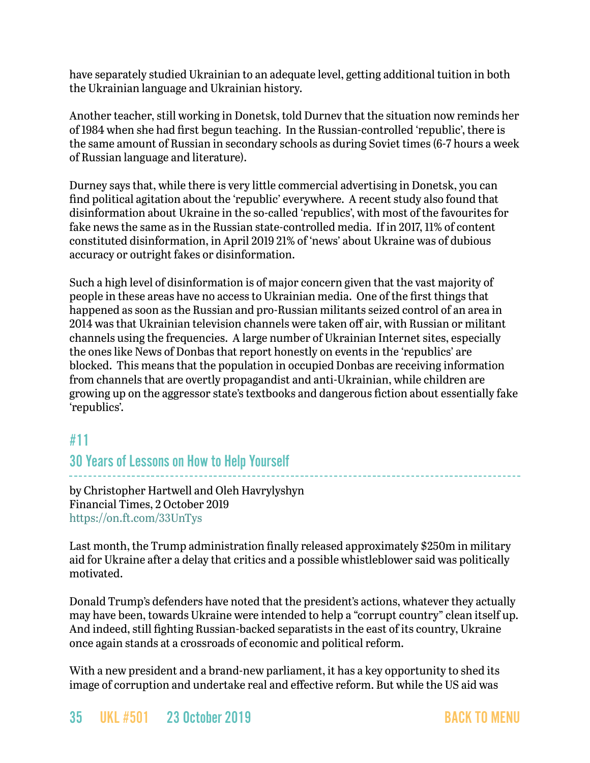have separately studied Ukrainian to an adequate level, getting additional tuition in both the Ukrainian language and Ukrainian history.

Another teacher, still working in Donetsk, told Durnev that the situation now reminds her of 1984 when she had first begun teaching. In the Russian-controlled 'republic', there is the same amount of Russian in secondary schools as during Soviet times (6-7 hours a week of Russian language and literature).

Durney says that, while there is very little commercial advertising in Donetsk, you can find political agitation about the 'republic' everywhere. A recent study also found that disinformation about Ukraine in the so-called 'republics', with most of the favourites for fake news the same as in the Russian state-controlled media. If in 2017, 11% of content constituted disinformation, in April 2019 21% of 'news' about Ukraine was of dubious accuracy or outright fakes or disinformation.

Such a high level of disinformation is of major concern given that the vast majority of people in these areas have no access to Ukrainian media. One of the first things that happened as soon as the Russian and pro-Russian militants seized control of an area in 2014 was that Ukrainian television channels were taken off air, with Russian or militant channels using the frequencies. A large number of Ukrainian Internet sites, especially the ones like News of Donbas that report honestly on events in the 'republics' are blocked. This means that the population in occupied Donbas are receiving information from channels that are overtly propagandist and anti-Ukrainian, while children are growing up on the aggressor state's textbooks and dangerous fiction about essentially fake 'republics'.

## #11

## 30 Years of Lessons on How to Help Yourself

by Christopher Hartwell and Oleh Havrylyshyn
Financial Times, 2 October 2019
https://on.ft.com/33UnTys

Last month, the Trump administration finally released approximately $250m in military aid for Ukraine after a delay that critics and a possible whistleblower said was politically motivated.

Donald Trump's defenders have noted that the president's actions, whatever they actually may have been, towards Ukraine were intended to help a "corrupt country" clean itself up. And indeed, still fighting Russian-backed separatists in the east of its country, Ukraine once again stands at a crossroads of economic and political reform.

With a new president and a brand-new parliament, it has a key opportunity to shed its image of corruption and undertake real and effective reform. But while the US aid was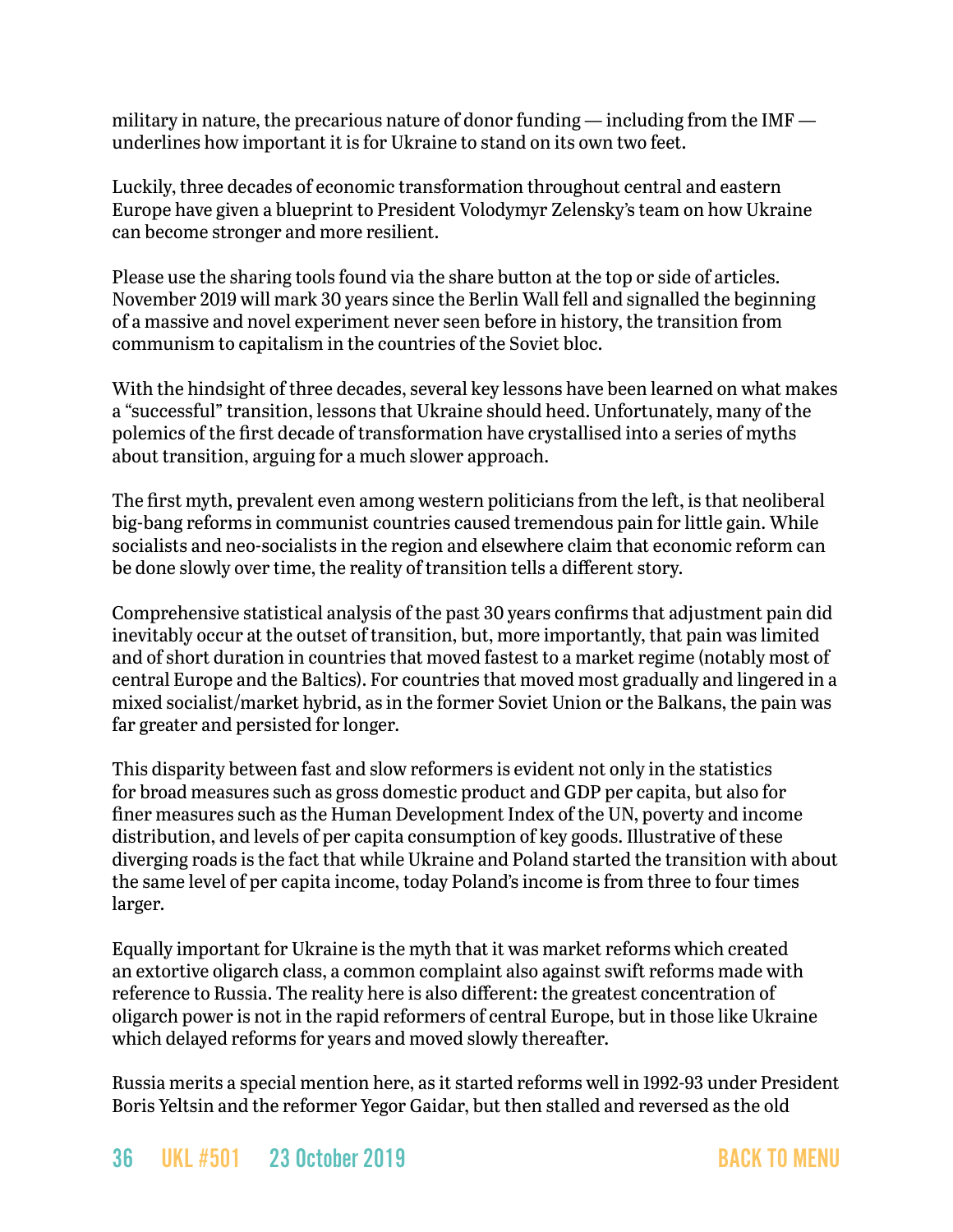military in nature, the precarious nature of donor funding — including from the IMF — underlines how important it is for Ukraine to stand on its own two feet.

Luckily, three decades of economic transformation throughout central and eastern Europe have given a blueprint to President Volodymyr Zelensky's team on how Ukraine can become stronger and more resilient.

Please use the sharing tools found via the share button at the top or side of articles. November 2019 will mark 30 years since the Berlin Wall fell and signalled the beginning of a massive and novel experiment never seen before in history, the transition from communism to capitalism in the countries of the Soviet bloc.

With the hindsight of three decades, several key lessons have been learned on what makes a "successful" transition, lessons that Ukraine should heed. Unfortunately, many of the polemics of the first decade of transformation have crystallised into a series of myths about transition, arguing for a much slower approach.

The first myth, prevalent even among western politicians from the left, is that neoliberal big-bang reforms in communist countries caused tremendous pain for little gain. While socialists and neo-socialists in the region and elsewhere claim that economic reform can be done slowly over time, the reality of transition tells a different story.

Comprehensive statistical analysis of the past 30 years confirms that adjustment pain did inevitably occur at the outset of transition, but, more importantly, that pain was limited and of short duration in countries that moved fastest to a market regime (notably most of central Europe and the Baltics). For countries that moved most gradually and lingered in a mixed socialist/market hybrid, as in the former Soviet Union or the Balkans, the pain was far greater and persisted for longer.

This disparity between fast and slow reformers is evident not only in the statistics for broad measures such as gross domestic product and GDP per capita, but also for finer measures such as the Human Development Index of the UN, poverty and income distribution, and levels of per capita consumption of key goods. Illustrative of these diverging roads is the fact that while Ukraine and Poland started the transition with about the same level of per capita income, today Poland's income is from three to four times larger.

Equally important for Ukraine is the myth that it was market reforms which created an extortive oligarch class, a common complaint also against swift reforms made with reference to Russia. The reality here is also different: the greatest concentration of oligarch power is not in the rapid reformers of central Europe, but in those like Ukraine which delayed reforms for years and moved slowly thereafter.

Russia merits a special mention here, as it started reforms well in 1992-93 under President Boris Yeltsin and the reformer Yegor Gaidar, but then stalled and reversed as the old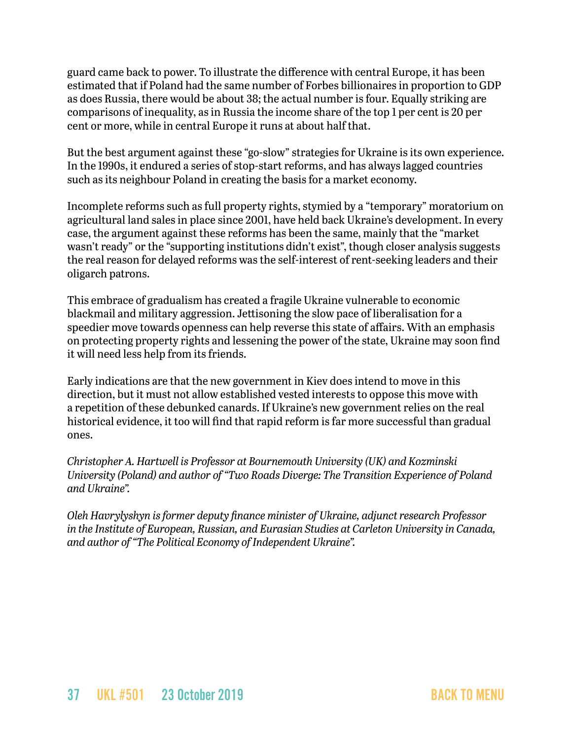guard came back to power. To illustrate the difference with central Europe, it has been estimated that if Poland had the same number of Forbes billionaires in proportion to GDP as does Russia, there would be about 38; the actual number is four. Equally striking are comparisons of inequality, as in Russia the income share of the top 1 per cent is 20 per cent or more, while in central Europe it runs at about half that.

But the best argument against these "go-slow" strategies for Ukraine is its own experience. In the 1990s, it endured a series of stop-start reforms, and has always lagged countries such as its neighbour Poland in creating the basis for a market economy.

Incomplete reforms such as full property rights, stymied by a "temporary" moratorium on agricultural land sales in place since 2001, have held back Ukraine's development. In every case, the argument against these reforms has been the same, mainly that the "market wasn't ready" or the "supporting institutions didn't exist", though closer analysis suggests the real reason for delayed reforms was the self-interest of rent-seeking leaders and their oligarch patrons.

This embrace of gradualism has created a fragile Ukraine vulnerable to economic blackmail and military aggression. Jettisoning the slow pace of liberalisation for a speedier move towards openness can help reverse this state of affairs. With an emphasis on protecting property rights and lessening the power of the state, Ukraine may soon find it will need less help from its friends.

Early indications are that the new government in Kiev does intend to move in this direction, but it must not allow established vested interests to oppose this move with a repetition of these debunked canards. If Ukraine's new government relies on the real historical evidence, it too will find that rapid reform is far more successful than gradual ones.

*Christopher A. Hartwell is Professor at Bournemouth University (UK) and Kozminski University (Poland) and author of "Two Roads Diverge: The Transition Experience of Poland and Ukraine".*

*Oleh Havrylyshyn is former deputy finance minister of Ukraine, adjunct research Professor in the Institute of European, Russian, and Eurasian Studies at Carleton University in Canada, and author of "The Political Economy of Independent Ukraine".*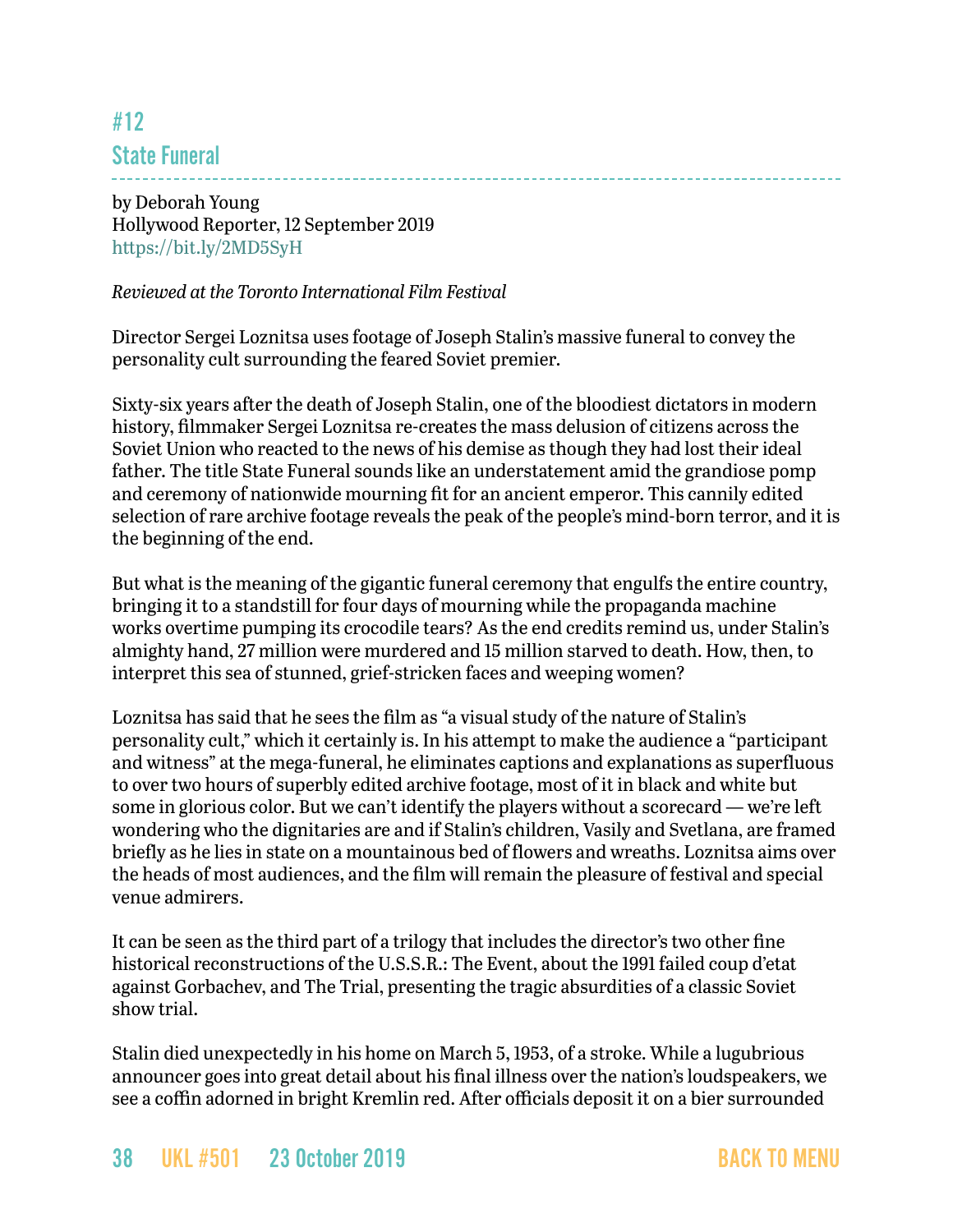## #12
## State Funeral

by Deborah Young
Hollywood Reporter, 12 September 2019
https://bit.ly/2MD5SyH

*Reviewed at the Toronto International Film Festival*

Director Sergei Loznitsa uses footage of Joseph Stalin's massive funeral to convey the personality cult surrounding the feared Soviet premier.

Sixty-six years after the death of Joseph Stalin, one of the bloodiest dictators in modern history, filmmaker Sergei Loznitsa re-creates the mass delusion of citizens across the Soviet Union who reacted to the news of his demise as though they had lost their ideal father. The title State Funeral sounds like an understatement amid the grandiose pomp and ceremony of nationwide mourning fit for an ancient emperor. This cannily edited selection of rare archive footage reveals the peak of the people's mind-born terror, and it is the beginning of the end.

But what is the meaning of the gigantic funeral ceremony that engulfs the entire country, bringing it to a standstill for four days of mourning while the propaganda machine works overtime pumping its crocodile tears? As the end credits remind us, under Stalin's almighty hand, 27 million were murdered and 15 million starved to death. How, then, to interpret this sea of stunned, grief-stricken faces and weeping women?

Loznitsa has said that he sees the film as "a visual study of the nature of Stalin's personality cult," which it certainly is. In his attempt to make the audience a "participant and witness" at the mega-funeral, he eliminates captions and explanations as superfluous to over two hours of superbly edited archive footage, most of it in black and white but some in glorious color. But we can't identify the players without a scorecard — we're left wondering who the dignitaries are and if Stalin's children, Vasily and Svetlana, are framed briefly as he lies in state on a mountainous bed of flowers and wreaths. Loznitsa aims over the heads of most audiences, and the film will remain the pleasure of festival and special venue admirers.

It can be seen as the third part of a trilogy that includes the director's two other fine historical reconstructions of the U.S.S.R.: The Event, about the 1991 failed coup d'etat against Gorbachev, and The Trial, presenting the tragic absurdities of a classic Soviet show trial.

Stalin died unexpectedly in his home on March 5, 1953, of a stroke. While a lugubrious announcer goes into great detail about his final illness over the nation's loudspeakers, we see a coffin adorned in bright Kremlin red. After officials deposit it on a bier surrounded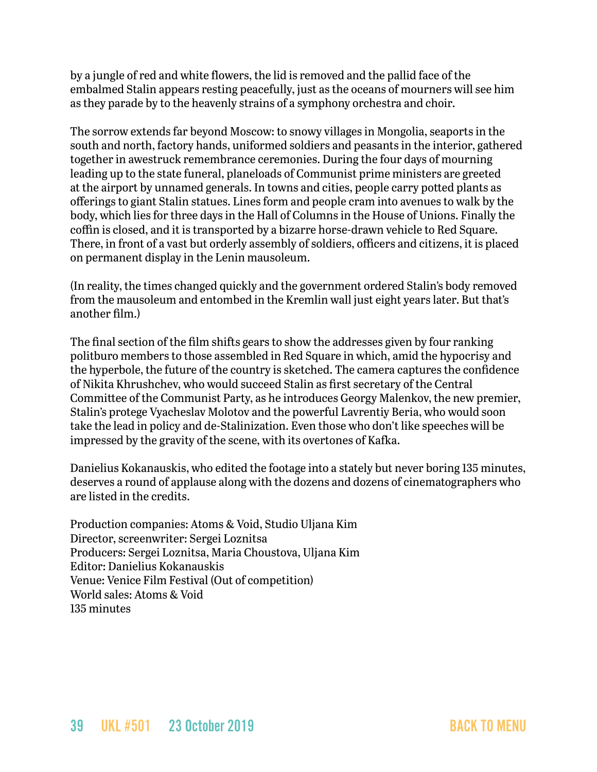by a jungle of red and white flowers, the lid is removed and the pallid face of the embalmed Stalin appears resting peacefully, just as the oceans of mourners will see him as they parade by to the heavenly strains of a symphony orchestra and choir.

The sorrow extends far beyond Moscow: to snowy villages in Mongolia, seaports in the south and north, factory hands, uniformed soldiers and peasants in the interior, gathered together in awestruck remembrance ceremonies. During the four days of mourning leading up to the state funeral, planeloads of Communist prime ministers are greeted at the airport by unnamed generals. In towns and cities, people carry potted plants as offerings to giant Stalin statues. Lines form and people cram into avenues to walk by the body, which lies for three days in the Hall of Columns in the House of Unions. Finally the coffin is closed, and it is transported by a bizarre horse-drawn vehicle to Red Square. There, in front of a vast but orderly assembly of soldiers, officers and citizens, it is placed on permanent display in the Lenin mausoleum.

(In reality, the times changed quickly and the government ordered Stalin's body removed from the mausoleum and entombed in the Kremlin wall just eight years later. But that's another film.)

The final section of the film shifts gears to show the addresses given by four ranking politburo members to those assembled in Red Square in which, amid the hypocrisy and the hyperbole, the future of the country is sketched. The camera captures the confidence of Nikita Khrushchev, who would succeed Stalin as first secretary of the Central Committee of the Communist Party, as he introduces Georgy Malenkov, the new premier, Stalin's protege Vyacheslav Molotov and the powerful Lavrentiy Beria, who would soon take the lead in policy and de-Stalinization. Even those who don't like speeches will be impressed by the gravity of the scene, with its overtones of Kafka.

Danielius Kokanauskis, who edited the footage into a stately but never boring 135 minutes, deserves a round of applause along with the dozens and dozens of cinematographers who are listed in the credits.

Production companies: Atoms & Void, Studio Uljana Kim
Director, screenwriter: Sergei Loznitsa
Producers: Sergei Loznitsa, Maria Choustova, Uljana Kim
Editor: Danielius Kokanauskis
Venue: Venice Film Festival (Out of competition)
World sales: Atoms & Void
135 minutes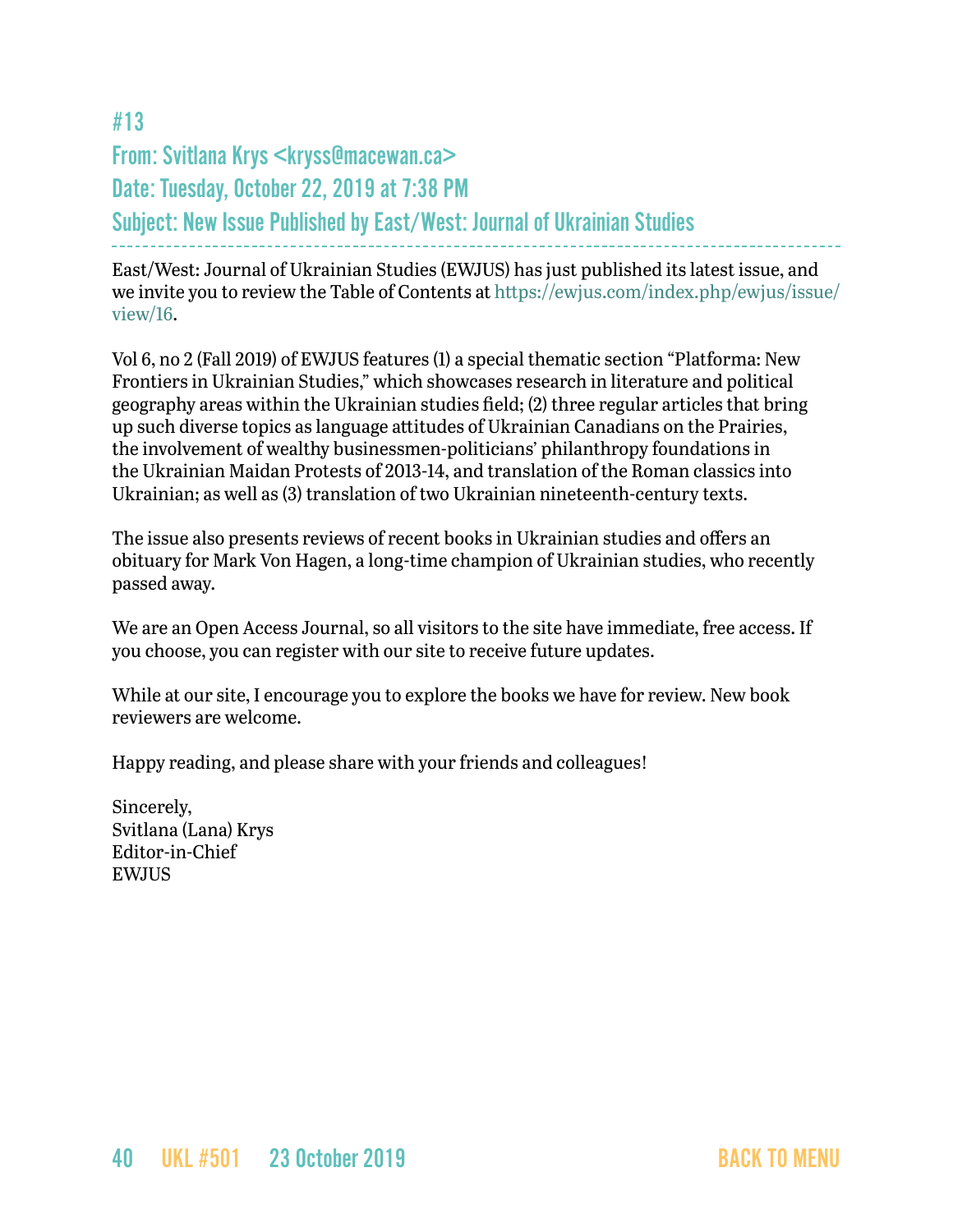## #13

## From: Svitlana Krys <kryss@macewan.ca>
## Date: Tuesday, October 22, 2019 at 7:38 PM
## Subject: New Issue Published by East/West: Journal of Ukrainian Studies

---

East/West: Journal of Ukrainian Studies (EWJUS) has just published its latest issue, and we invite you to review the Table of Contents at https://ewjus.com/index.php/ewjus/issue/view/16.

Vol 6, no 2 (Fall 2019) of EWJUS features (1) a special thematic section "Platforma: New Frontiers in Ukrainian Studies," which showcases research in literature and political geography areas within the Ukrainian studies field; (2) three regular articles that bring up such diverse topics as language attitudes of Ukrainian Canadians on the Prairies, the involvement of wealthy businessmen-politicians' philanthropy foundations in the Ukrainian Maidan Protests of 2013-14, and translation of the Roman classics into Ukrainian; as well as (3) translation of two Ukrainian nineteenth-century texts.

The issue also presents reviews of recent books in Ukrainian studies and offers an obituary for Mark Von Hagen, a long-time champion of Ukrainian studies, who recently passed away.

We are an Open Access Journal, so all visitors to the site have immediate, free access. If you choose, you can register with our site to receive future updates.

While at our site, I encourage you to explore the books we have for review. New book reviewers are welcome.

Happy reading, and please share with your friends and colleagues!

Sincerely,
Svitlana (Lana) Krys
Editor-in-Chief
EWJUS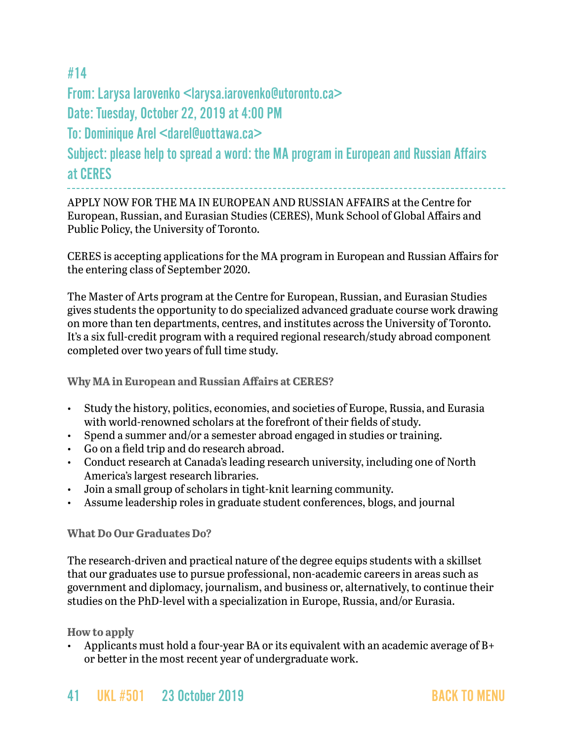## #14

**From:** Larysa Iarovenko <larysa.iarovenko@utoronto.ca>
**Date:** Tuesday, October 22, 2019 at 4:00 PM
**To:** Dominique Arel <darel@uottawa.ca>
**Subject:** please help to spread a word: the MA program in European and Russian Affairs at CERES

---

APPLY NOW FOR THE MA IN EUROPEAN AND RUSSIAN AFFAIRS at the Centre for European, Russian, and Eurasian Studies (CERES), Munk School of Global Affairs and Public Policy, the University of Toronto.

CERES is accepting applications for the MA program in European and Russian Affairs for the entering class of September 2020.

The Master of Arts program at the Centre for European, Russian, and Eurasian Studies gives students the opportunity to do specialized advanced graduate course work drawing on more than ten departments, centres, and institutes across the University of Toronto. It's a six full-credit program with a required regional research/study abroad component completed over two years of full time study.

**Why MA in European and Russian Affairs at CERES?**

- Study the history, politics, economies, and societies of Europe, Russia, and Eurasia with world-renowned scholars at the forefront of their fields of study.
- Spend a summer and/or a semester abroad engaged in studies or training.
- Go on a field trip and do research abroad.
- Conduct research at Canada's leading research university, including one of North America's largest research libraries.
- Join a small group of scholars in tight-knit learning community.
- Assume leadership roles in graduate student conferences, blogs, and journal

**What Do Our Graduates Do?**

The research-driven and practical nature of the degree equips students with a skillset that our graduates use to pursue professional, non-academic careers in areas such as government and diplomacy, journalism, and business or, alternatively, to continue their studies on the PhD-level with a specialization in Europe, Russia, and/or Eurasia.

**How to apply**

- Applicants must hold a four-year BA or its equivalent with an academic average of B+ or better in the most recent year of undergraduate work.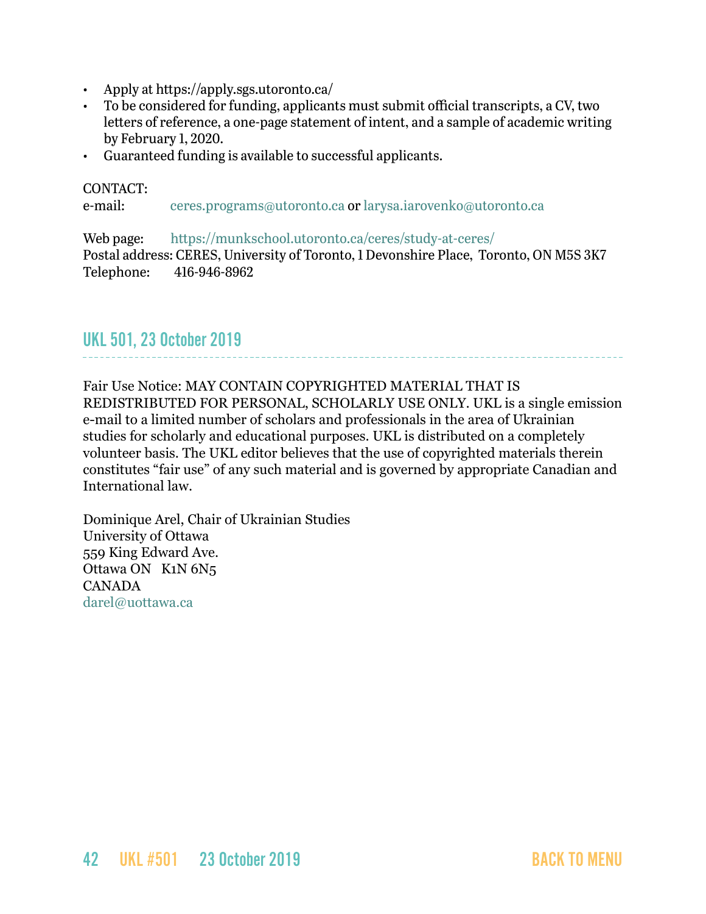- Apply at https://apply.sgs.utoronto.ca/
- To be considered for funding, applicants must submit official transcripts, a CV, two letters of reference, a one-page statement of intent, and a sample of academic writing by February 1, 2020.
- Guaranteed funding is available to successful applicants.

CONTACT:
e-mail: ceres.programs@utoronto.ca or larysa.iarovenko@utoronto.ca

Web page: https://munkschool.utoronto.ca/ceres/study-at-ceres/
Postal address: CERES, University of Toronto, 1 Devonshire Place, Toronto, ON M5S 3K7
Telephone: 416-946-8962

## UKL 501, 23 October 2019

Fair Use Notice: MAY CONTAIN COPYRIGHTED MATERIAL THAT IS REDISTRIBUTED FOR PERSONAL, SCHOLARLY USE ONLY. UKL is a single emission e-mail to a limited number of scholars and professionals in the area of Ukrainian studies for scholarly and educational purposes. UKL is distributed on a completely volunteer basis. The UKL editor believes that the use of copyrighted materials therein constitutes "fair use" of any such material and is governed by appropriate Canadian and International law.

Dominique Arel, Chair of Ukrainian Studies
University of Ottawa
559 King Edward Ave.
Ottawa ON K1N 6N5
CANADA
darel@uottawa.ca